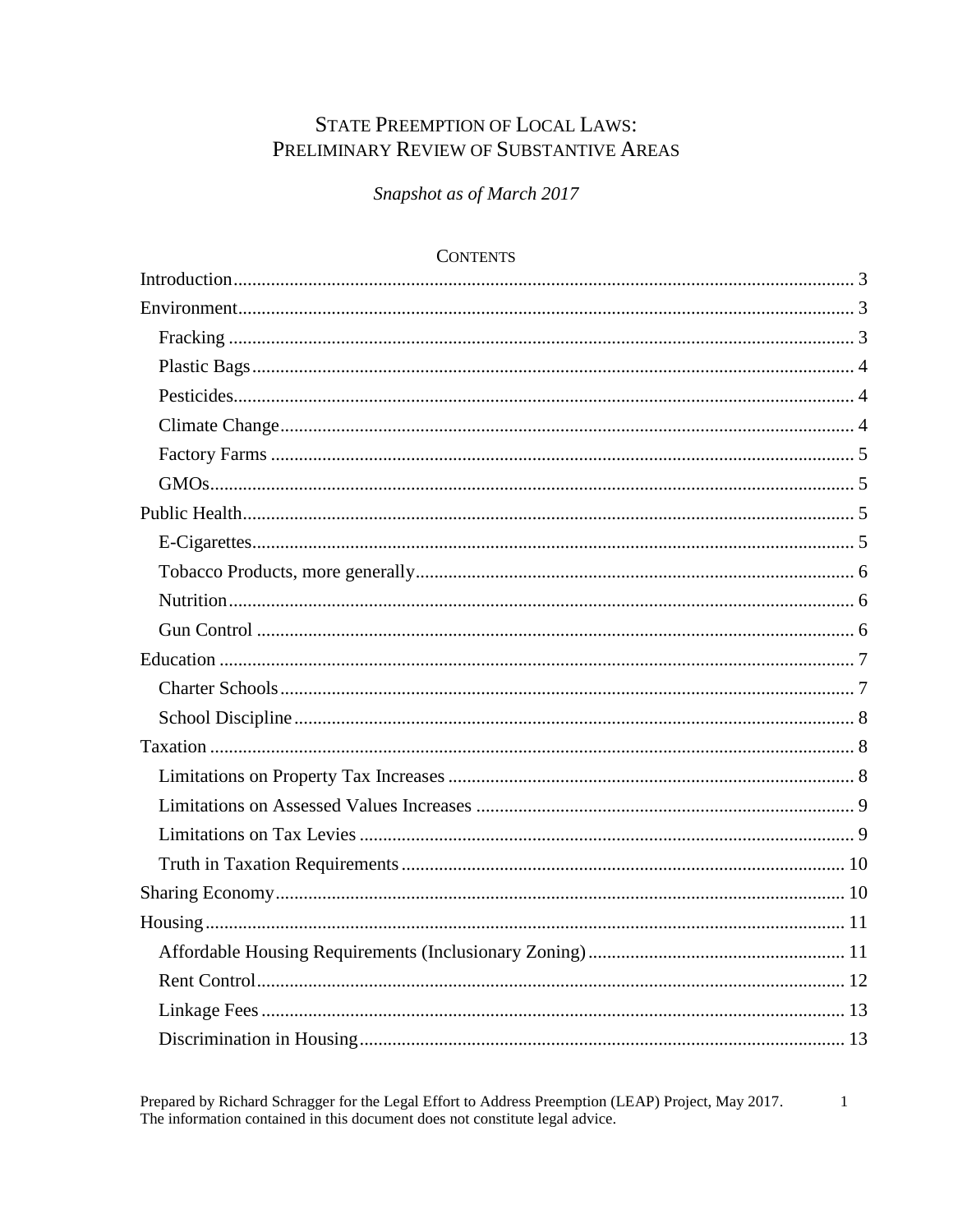# State Preemption of Local Laws: Preliminary Review of Substantive Areas

*Snapshot as of March 2017*

## Contents

- Introduction ..... 3
- Environment ..... 3
  - Fracking ..... 3
  - Plastic Bags ..... 4
  - Pesticides ..... 4
  - Climate Change ..... 4
  - Factory Farms ..... 5
  - GMOs ..... 5
- Public Health ..... 5
  - E-Cigarettes ..... 5
  - Tobacco Products, more generally ..... 6
  - Nutrition ..... 6
  - Gun Control ..... 6
- Education ..... 7
  - Charter Schools ..... 7
  - School Discipline ..... 8
- Taxation ..... 8
  - Limitations on Property Tax Increases ..... 8
  - Limitations on Assessed Values Increases ..... 9
  - Limitations on Tax Levies ..... 9
  - Truth in Taxation Requirements ..... 10
- Sharing Economy ..... 10
- Housing ..... 11
  - Affordable Housing Requirements (Inclusionary Zoning) ..... 11
  - Rent Control ..... 12
  - Linkage Fees ..... 13
  - Discrimination in Housing ..... 13

Prepared by Richard Schragger for the Legal Effort to Address Preemption (LEAP) Project, May 2017.
The information contained in this document does not constitute legal advice.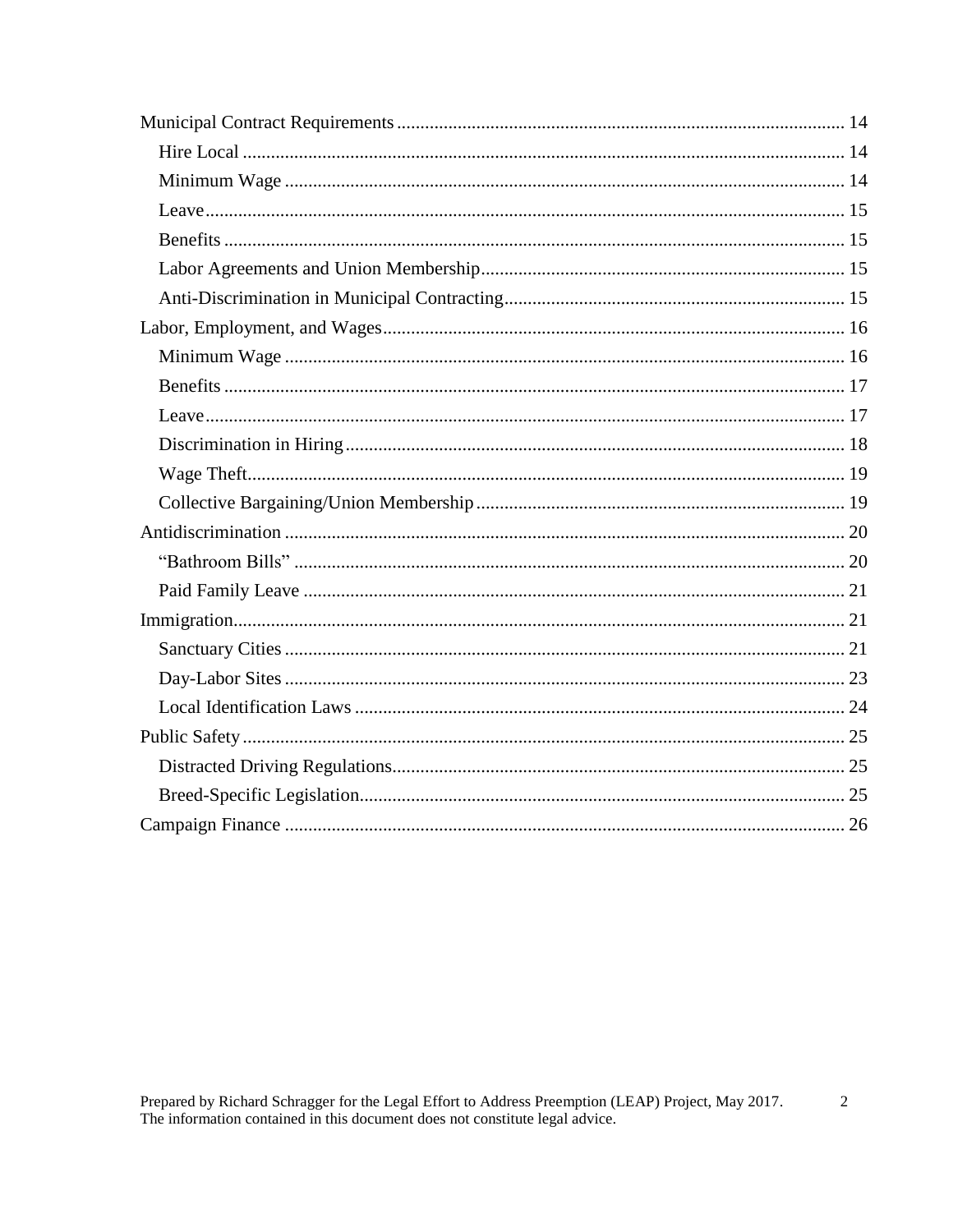Municipal Contract Requirements ............................................................................................... 14
    Hire Local ................................................................................................................ 14
    Minimum Wage ....................................................................................................... 14
    Leave........................................................................................................................ 15
    Benefits .................................................................................................................... 15
    Labor Agreements and Union Membership............................................................. 15
    Anti-Discrimination in Municipal Contracting........................................................ 15
Labor, Employment, and Wages.................................................................................................. 16
    Minimum Wage ....................................................................................................... 16
    Benefits .................................................................................................................... 17
    Leave........................................................................................................................ 17
    Discrimination in Hiring.......................................................................................... 18
    Wage Theft............................................................................................................... 19
    Collective Bargaining/Union Membership .............................................................. 19
Antidiscrimination ....................................................................................................................... 20
    "Bathroom Bills" ..................................................................................................... 20
    Paid Family Leave ................................................................................................... 21
Immigration.................................................................................................................................. 21
    Sanctuary Cities ....................................................................................................... 21
    Day-Labor Sites ....................................................................................................... 23
    Local Identification Laws ........................................................................................ 24
Public Safety ................................................................................................................................ 25
    Distracted Driving Regulations................................................................................ 25
    Breed-Specific Legislation....................................................................................... 25
Campaign Finance ....................................................................................................................... 26

Prepared by Richard Schragger for the Legal Effort to Address Preemption (LEAP) Project, May 2017.
The information contained in this document does not constitute legal advice.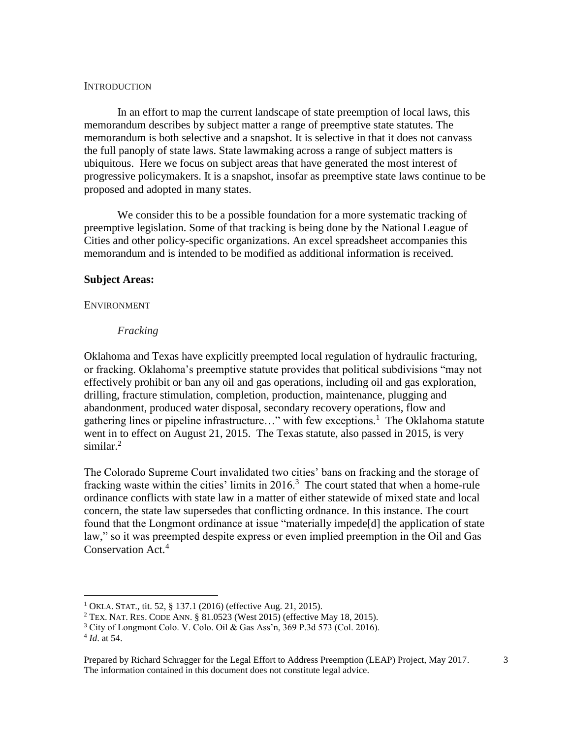INTRODUCTION

In an effort to map the current landscape of state preemption of local laws, this memorandum describes by subject matter a range of preemptive state statutes. The memorandum is both selective and a snapshot. It is selective in that it does not canvass the full panoply of state laws. State lawmaking across a range of subject matters is ubiquitous. Here we focus on subject areas that have generated the most interest of progressive policymakers. It is a snapshot, insofar as preemptive state laws continue to be proposed and adopted in many states.

We consider this to be a possible foundation for a more systematic tracking of preemptive legislation. Some of that tracking is being done by the National League of Cities and other policy-specific organizations. An excel spreadsheet accompanies this memorandum and is intended to be modified as additional information is received.

**Subject Areas:**

ENVIRONMENT

*Fracking*

Oklahoma and Texas have explicitly preempted local regulation of hydraulic fracturing, or fracking. Oklahoma's preemptive statute provides that political subdivisions "may not effectively prohibit or ban any oil and gas operations, including oil and gas exploration, drilling, fracture stimulation, completion, production, maintenance, plugging and abandonment, produced water disposal, secondary recovery operations, flow and gathering lines or pipeline infrastructure…" with few exceptions.[1] The Oklahoma statute went in to effect on August 21, 2015. The Texas statute, also passed in 2015, is very similar.[2]

The Colorado Supreme Court invalidated two cities' bans on fracking and the storage of fracking waste within the cities' limits in 2016.[3] The court stated that when a home-rule ordinance conflicts with state law in a matter of either statewide of mixed state and local concern, the state law supersedes that conflicting ordnance. In this instance. The court found that the Longmont ordinance at issue "materially impede[d] the application of state law," so it was preempted despite express or even implied preemption in the Oil and Gas Conservation Act.[4]

---

[1] OKLA. STAT., tit. 52, § 137.1 (2016) (effective Aug. 21, 2015).

[2] TEX. NAT. RES. CODE ANN. § 81.0523 (West 2015) (effective May 18, 2015).

[3] City of Longmont Colo. V. Colo. Oil & Gas Ass'n, 369 P.3d 573 (Col. 2016).

[4] *Id*. at 54.

Prepared by Richard Schragger for the Legal Effort to Address Preemption (LEAP) Project, May 2017. The information contained in this document does not constitute legal advice.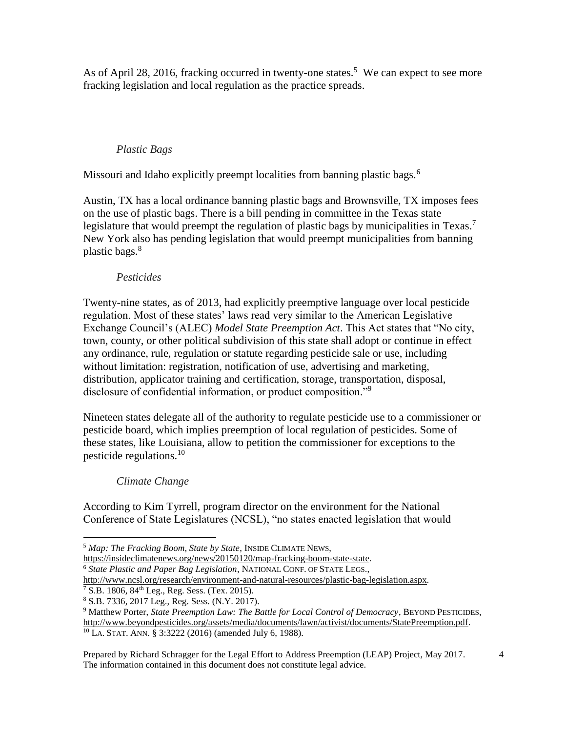As of April 28, 2016, fracking occurred in twenty-one states.[5] We can expect to see more fracking legislation and local regulation as the practice spreads.

*Plastic Bags*

Missouri and Idaho explicitly preempt localities from banning plastic bags.[6]

Austin, TX has a local ordinance banning plastic bags and Brownsville, TX imposes fees on the use of plastic bags. There is a bill pending in committee in the Texas state legislature that would preempt the regulation of plastic bags by municipalities in Texas.[7] New York also has pending legislation that would preempt municipalities from banning plastic bags.[8]

*Pesticides*

Twenty-nine states, as of 2013, had explicitly preemptive language over local pesticide regulation. Most of these states' laws read very similar to the American Legislative Exchange Council's (ALEC) *Model State Preemption Act*. This Act states that "No city, town, county, or other political subdivision of this state shall adopt or continue in effect any ordinance, rule, regulation or statute regarding pesticide sale or use, including without limitation: registration, notification of use, advertising and marketing, distribution, applicator training and certification, storage, transportation, disposal, disclosure of confidential information, or product composition."[9]

Nineteen states delegate all of the authority to regulate pesticide use to a commissioner or pesticide board, which implies preemption of local regulation of pesticides. Some of these states, like Louisiana, allow to petition the commissioner for exceptions to the pesticide regulations.[10]

*Climate Change*

According to Kim Tyrrell, program director on the environment for the National Conference of State Legislatures (NCSL), "no states enacted legislation that would

---

[5] *Map: The Fracking Boom, State by State*, INSIDE CLIMATE NEWS, https://insideclimatenews.org/news/20150120/map-fracking-boom-state-state.

[6] *State Plastic and Paper Bag Legislation*, NATIONAL CONF. OF STATE LEGS., http://www.ncsl.org/research/environment-and-natural-resources/plastic-bag-legislation.aspx.

[7] S.B. 1806, 84th Leg., Reg. Sess. (Tex. 2015).

[8] S.B. 7336, 2017 Leg., Reg. Sess. (N.Y. 2017).

[9] Matthew Porter, *State Preemption Law: The Battle for Local Control of Democracy*, BEYOND PESTICIDES, http://www.beyondpesticides.org/assets/media/documents/lawn/activist/documents/StatePreemption.pdf.

[10] LA. STAT. ANN. § 3:3222 (2016) (amended July 6, 1988).

Prepared by Richard Schragger for the Legal Effort to Address Preemption (LEAP) Project, May 2017. The information contained in this document does not constitute legal advice.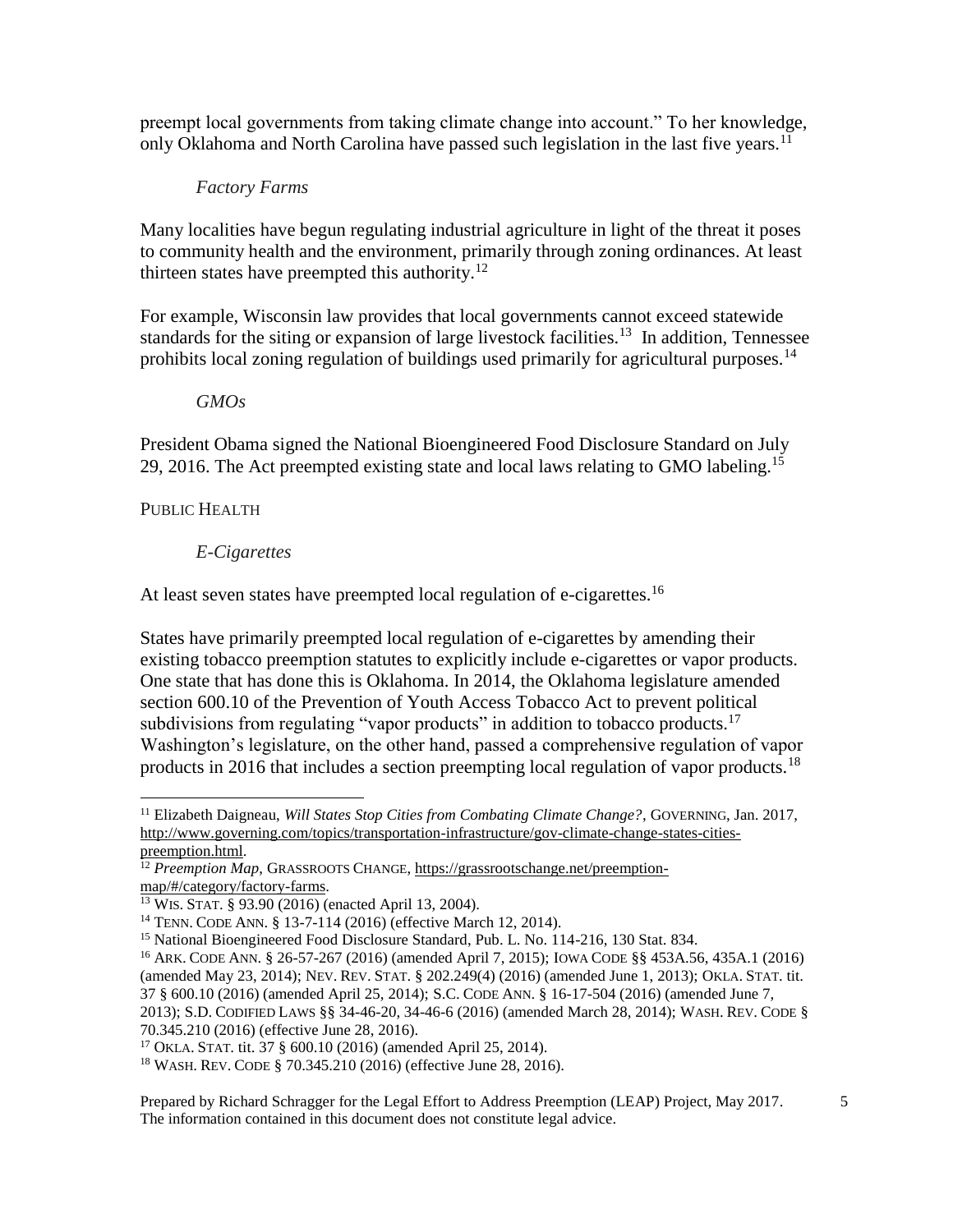preempt local governments from taking climate change into account." To her knowledge, only Oklahoma and North Carolina have passed such legislation in the last five years.[11]

*Factory Farms*

Many localities have begun regulating industrial agriculture in light of the threat it poses to community health and the environment, primarily through zoning ordinances. At least thirteen states have preempted this authority.[12]

For example, Wisconsin law provides that local governments cannot exceed statewide standards for the siting or expansion of large livestock facilities.[13] In addition, Tennessee prohibits local zoning regulation of buildings used primarily for agricultural purposes.[14]

*GMOs*

President Obama signed the National Bioengineered Food Disclosure Standard on July 29, 2016. The Act preempted existing state and local laws relating to GMO labeling.[15]

PUBLIC HEALTH

*E-Cigarettes*

At least seven states have preempted local regulation of e-cigarettes.[16]

States have primarily preempted local regulation of e-cigarettes by amending their existing tobacco preemption statutes to explicitly include e-cigarettes or vapor products. One state that has done this is Oklahoma. In 2014, the Oklahoma legislature amended section 600.10 of the Prevention of Youth Access Tobacco Act to prevent political subdivisions from regulating "vapor products" in addition to tobacco products.[17] Washington's legislature, on the other hand, passed a comprehensive regulation of vapor products in 2016 that includes a section preempting local regulation of vapor products.[18]

---

[11] Elizabeth Daigneau, *Will States Stop Cities from Combating Climate Change?*, GOVERNING, Jan. 2017, http://www.governing.com/topics/transportation-infrastructure/gov-climate-change-states-cities-preemption.html.

[12] *Preemption Map*, GRASSROOTS CHANGE, https://grassrootschange.net/preemption-map/#/category/factory-farms.

[13] WIS. STAT. § 93.90 (2016) (enacted April 13, 2004).

[14] TENN. CODE ANN. § 13-7-114 (2016) (effective March 12, 2014).

[15] National Bioengineered Food Disclosure Standard, Pub. L. No. 114-216, 130 Stat. 834.

[16] ARK. CODE ANN. § 26-57-267 (2016) (amended April 7, 2015); IOWA CODE §§ 453A.56, 435A.1 (2016) (amended May 23, 2014); NEV. REV. STAT. § 202.249(4) (2016) (amended June 1, 2013); OKLA. STAT. tit. 37 § 600.10 (2016) (amended April 25, 2014); S.C. CODE ANN. § 16-17-504 (2016) (amended June 7, 2013); S.D. CODIFIED LAWS §§ 34-46-20, 34-46-6 (2016) (amended March 28, 2014); WASH. REV. CODE § 70.345.210 (2016) (effective June 28, 2016).

[17] OKLA. STAT. tit. 37 § 600.10 (2016) (amended April 25, 2014).

[18] WASH. REV. CODE § 70.345.210 (2016) (effective June 28, 2016).

Prepared by Richard Schragger for the Legal Effort to Address Preemption (LEAP) Project, May 2017. The information contained in this document does not constitute legal advice.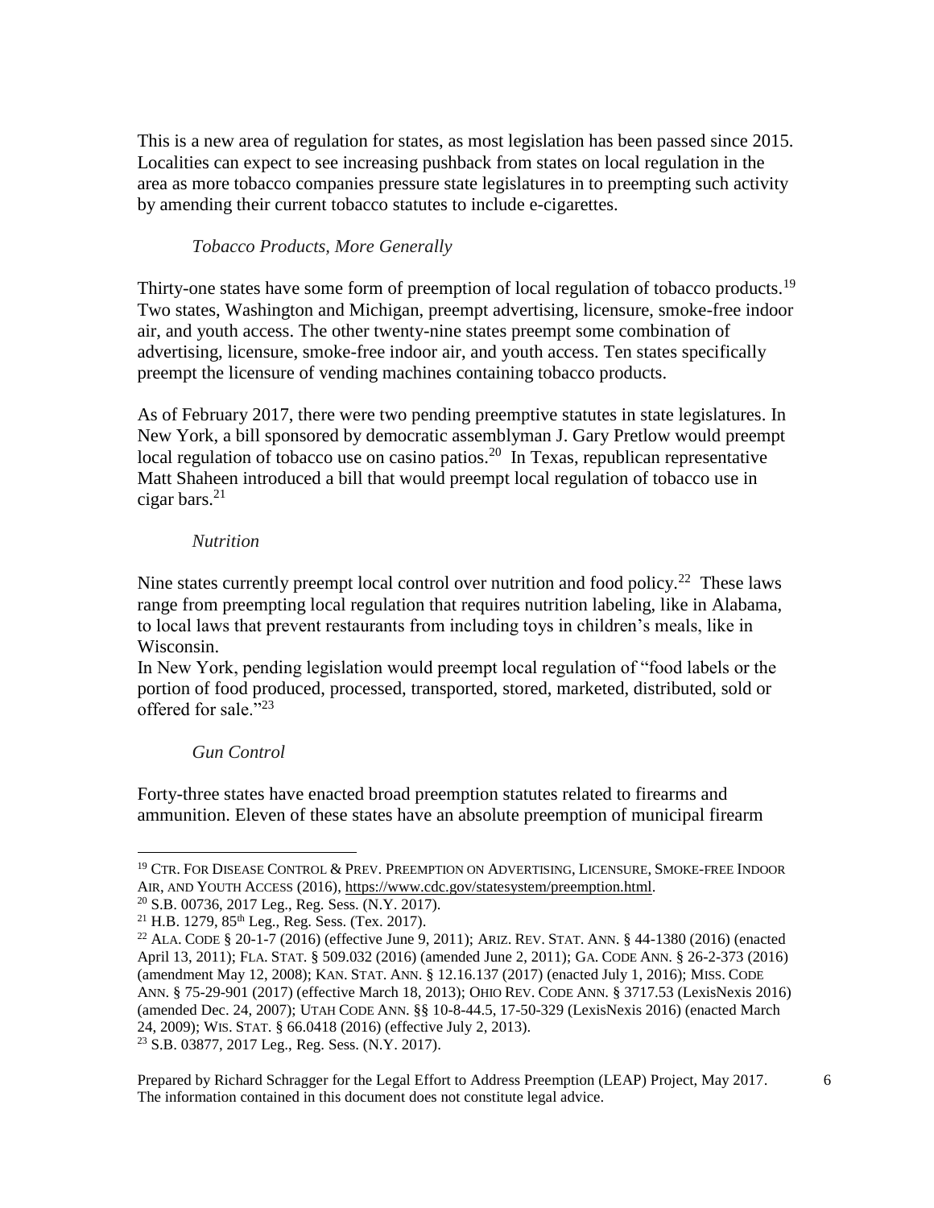This is a new area of regulation for states, as most legislation has been passed since 2015. Localities can expect to see increasing pushback from states on local regulation in the area as more tobacco companies pressure state legislatures in to preempting such activity by amending their current tobacco statutes to include e-cigarettes.

*Tobacco Products, More Generally*

Thirty-one states have some form of preemption of local regulation of tobacco products.[19] Two states, Washington and Michigan, preempt advertising, licensure, smoke-free indoor air, and youth access. The other twenty-nine states preempt some combination of advertising, licensure, smoke-free indoor air, and youth access. Ten states specifically preempt the licensure of vending machines containing tobacco products.

As of February 2017, there were two pending preemptive statutes in state legislatures. In New York, a bill sponsored by democratic assemblyman J. Gary Pretlow would preempt local regulation of tobacco use on casino patios.[20] In Texas, republican representative Matt Shaheen introduced a bill that would preempt local regulation of tobacco use in cigar bars.[21]

*Nutrition*

Nine states currently preempt local control over nutrition and food policy.[22] These laws range from preempting local regulation that requires nutrition labeling, like in Alabama, to local laws that prevent restaurants from including toys in children's meals, like in Wisconsin.

In New York, pending legislation would preempt local regulation of "food labels or the portion of food produced, processed, transported, stored, marketed, distributed, sold or offered for sale."[23]

*Gun Control*

Forty-three states have enacted broad preemption statutes related to firearms and ammunition. Eleven of these states have an absolute preemption of municipal firearm

---

[19] Ctr. for Disease Control & Prev. Preemption on Advertising, Licensure, Smoke-free Indoor Air, and Youth Access (2016), https://www.cdc.gov/statesystem/preemption.html.

[20] S.B. 00736, 2017 Leg., Reg. Sess. (N.Y. 2017).

[21] H.B. 1279, 85th Leg., Reg. Sess. (Tex. 2017).

[22] Ala. Code § 20-1-7 (2016) (effective June 9, 2011); Ariz. Rev. Stat. Ann. § 44-1380 (2016) (enacted April 13, 2011); Fla. Stat. § 509.032 (2016) (amended June 2, 2011); Ga. Code Ann. § 26-2-373 (2016) (amendment May 12, 2008); Kan. Stat. Ann. § 12.16.137 (2017) (enacted July 1, 2016); Miss. Code Ann. § 75-29-901 (2017) (effective March 18, 2013); Ohio Rev. Code Ann. § 3717.53 (LexisNexis 2016) (amended Dec. 24, 2007); Utah Code Ann. §§ 10-8-44.5, 17-50-329 (LexisNexis 2016) (enacted March 24, 2009); Wis. Stat. § 66.0418 (2016) (effective July 2, 2013).

[23] S.B. 03877, 2017 Leg., Reg. Sess. (N.Y. 2017).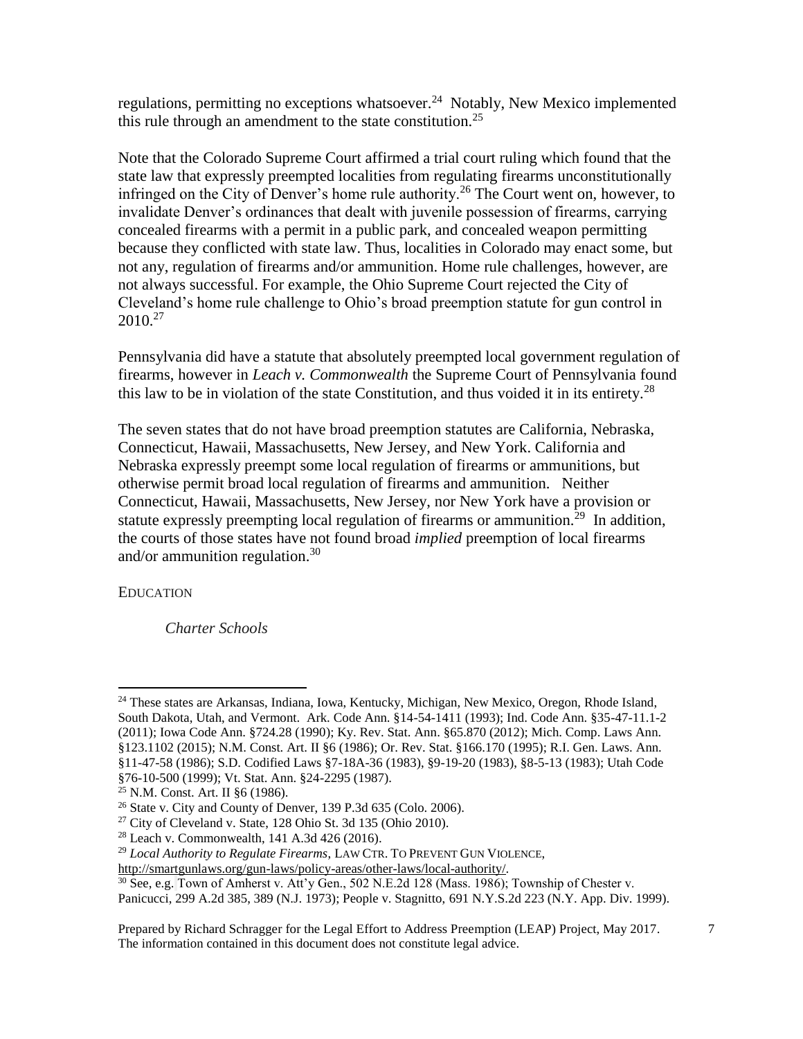regulations, permitting no exceptions whatsoever.[24] Notably, New Mexico implemented this rule through an amendment to the state constitution.[25]

Note that the Colorado Supreme Court affirmed a trial court ruling which found that the state law that expressly preempted localities from regulating firearms unconstitutionally infringed on the City of Denver's home rule authority.[26] The Court went on, however, to invalidate Denver's ordinances that dealt with juvenile possession of firearms, carrying concealed firearms with a permit in a public park, and concealed weapon permitting because they conflicted with state law. Thus, localities in Colorado may enact some, but not any, regulation of firearms and/or ammunition. Home rule challenges, however, are not always successful. For example, the Ohio Supreme Court rejected the City of Cleveland's home rule challenge to Ohio's broad preemption statute for gun control in 2010.[27]

Pennsylvania did have a statute that absolutely preempted local government regulation of firearms, however in *Leach v. Commonwealth* the Supreme Court of Pennsylvania found this law to be in violation of the state Constitution, and thus voided it in its entirety.[28]

The seven states that do not have broad preemption statutes are California, Nebraska, Connecticut, Hawaii, Massachusetts, New Jersey, and New York. California and Nebraska expressly preempt some local regulation of firearms or ammunitions, but otherwise permit broad local regulation of firearms and ammunition. Neither Connecticut, Hawaii, Massachusetts, New Jersey, nor New York have a provision or statute expressly preempting local regulation of firearms or ammunition.[29] In addition, the courts of those states have not found broad *implied* preemption of local firearms and/or ammunition regulation.[30]

EDUCATION

*Charter Schools*

---

[24] These states are Arkansas, Indiana, Iowa, Kentucky, Michigan, New Mexico, Oregon, Rhode Island, South Dakota, Utah, and Vermont. Ark. Code Ann. §14-54-1411 (1993); Ind. Code Ann. §35-47-11.1-2 (2011); Iowa Code Ann. §724.28 (1990); Ky. Rev. Stat. Ann. §65.870 (2012); Mich. Comp. Laws Ann. §123.1102 (2015); N.M. Const. Art. II §6 (1986); Or. Rev. Stat. §166.170 (1995); R.I. Gen. Laws. Ann. §11-47-58 (1986); S.D. Codified Laws §7-18A-36 (1983), §9-19-20 (1983), §8-5-13 (1983); Utah Code §76-10-500 (1999); Vt. Stat. Ann. §24-2295 (1987).

[25] N.M. Const. Art. II §6 (1986).

[26] State v. City and County of Denver, 139 P.3d 635 (Colo. 2006).

[27] City of Cleveland v. State, 128 Ohio St. 3d 135 (Ohio 2010).

[28] Leach v. Commonwealth, 141 A.3d 426 (2016).

[29] *Local Authority to Regulate Firearms*, LAW CTR. TO PREVENT GUN VIOLENCE, http://smartgunlaws.org/gun-laws/policy-areas/other-laws/local-authority/.

[30] See, e.g. Town of Amherst v. Att'y Gen., 502 N.E.2d 128 (Mass. 1986); Township of Chester v. Panicucci, 299 A.2d 385, 389 (N.J. 1973); People v. Stagnitto, 691 N.Y.S.2d 223 (N.Y. App. Div. 1999).

Prepared by Richard Schragger for the Legal Effort to Address Preemption (LEAP) Project, May 2017. The information contained in this document does not constitute legal advice.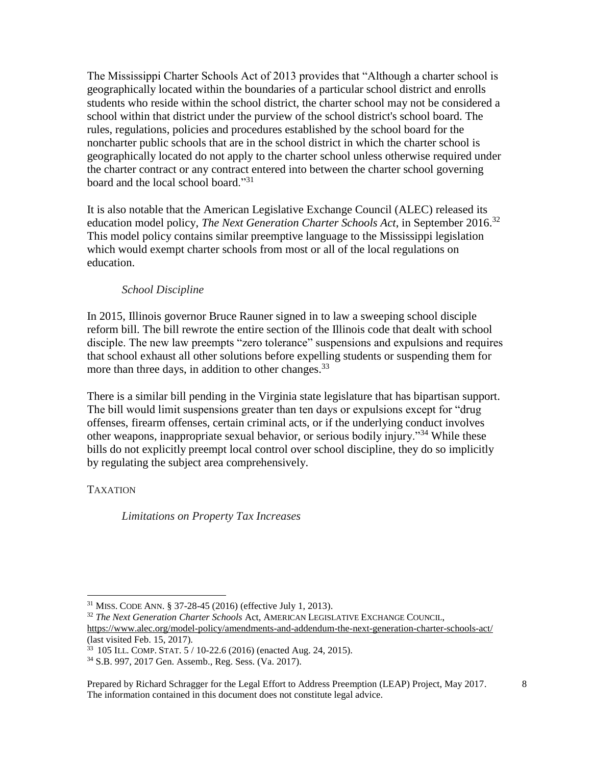The Mississippi Charter Schools Act of 2013 provides that "Although a charter school is geographically located within the boundaries of a particular school district and enrolls students who reside within the school district, the charter school may not be considered a school within that district under the purview of the school district's school board. The rules, regulations, policies and procedures established by the school board for the noncharter public schools that are in the school district in which the charter school is geographically located do not apply to the charter school unless otherwise required under the charter contract or any contract entered into between the charter school governing board and the local school board."[31]

It is also notable that the American Legislative Exchange Council (ALEC) released its education model policy, *The Next Generation Charter Schools Act*, in September 2016.[32] This model policy contains similar preemptive language to the Mississippi legislation which would exempt charter schools from most or all of the local regulations on education.

#### *School Discipline*

In 2015, Illinois governor Bruce Rauner signed in to law a sweeping school disciple reform bill. The bill rewrote the entire section of the Illinois code that dealt with school disciple. The new law preempts "zero tolerance" suspensions and expulsions and requires that school exhaust all other solutions before expelling students or suspending them for more than three days, in addition to other changes.[33]

There is a similar bill pending in the Virginia state legislature that has bipartisan support. The bill would limit suspensions greater than ten days or expulsions except for "drug offenses, firearm offenses, certain criminal acts, or if the underlying conduct involves other weapons, inappropriate sexual behavior, or serious bodily injury."[34] While these bills do not explicitly preempt local control over school discipline, they do so implicitly by regulating the subject area comprehensively.

### TAXATION

#### *Limitations on Property Tax Increases*

---

[31] MISS. CODE ANN. § 37-28-45 (2016) (effective July 1, 2013).

[32] *The Next Generation Charter Schools* Act, AMERICAN LEGISLATIVE EXCHANGE COUNCIL, https://www.alec.org/model-policy/amendments-and-addendum-the-next-generation-charter-schools-act/ (last visited Feb. 15, 2017).

[33] 105 ILL. COMP. STAT. 5 / 10-22.6 (2016) (enacted Aug. 24, 2015).

[34] S.B. 997, 2017 Gen. Assemb., Reg. Sess. (Va. 2017).

Prepared by Richard Schragger for the Legal Effort to Address Preemption (LEAP) Project, May 2017. The information contained in this document does not constitute legal advice.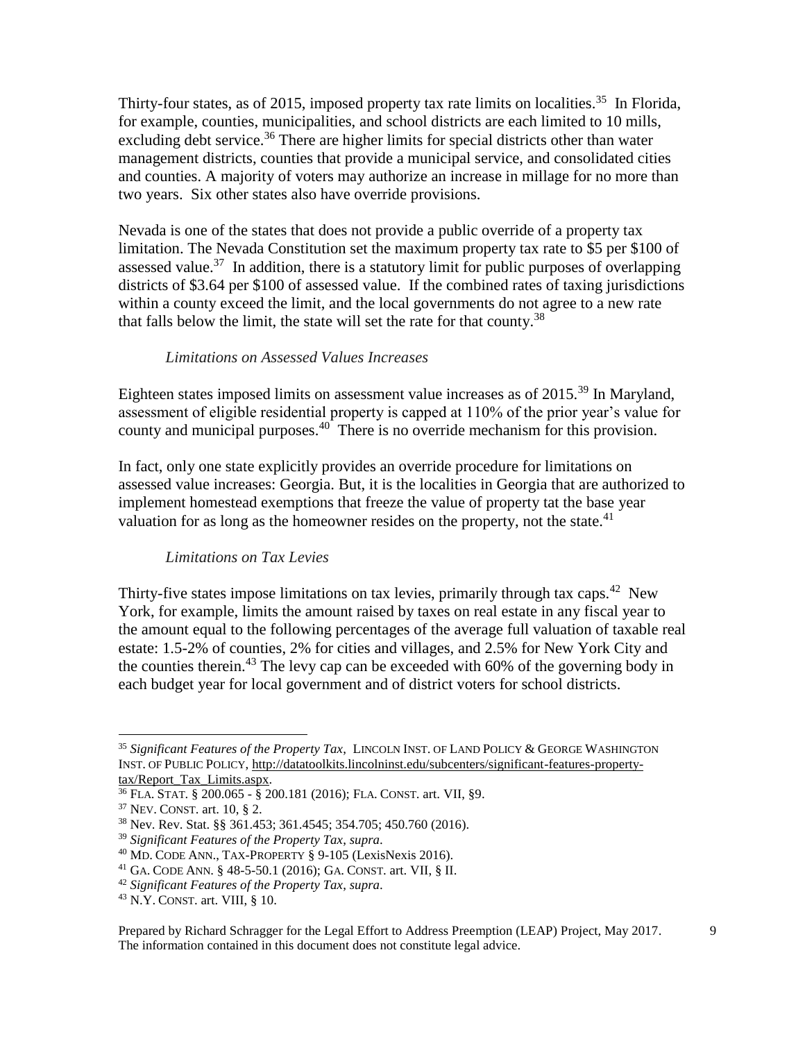Thirty-four states, as of 2015, imposed property tax rate limits on localities.[35] In Florida, for example, counties, municipalities, and school districts are each limited to 10 mills, excluding debt service.[36] There are higher limits for special districts other than water management districts, counties that provide a municipal service, and consolidated cities and counties. A majority of voters may authorize an increase in millage for no more than two years. Six other states also have override provisions.

Nevada is one of the states that does not provide a public override of a property tax limitation. The Nevada Constitution set the maximum property tax rate to $5 per $100 of assessed value.[37] In addition, there is a statutory limit for public purposes of overlapping districts of $3.64 per $100 of assessed value. If the combined rates of taxing jurisdictions within a county exceed the limit, and the local governments do not agree to a new rate that falls below the limit, the state will set the rate for that county.[38]

*Limitations on Assessed Values Increases*

Eighteen states imposed limits on assessment value increases as of 2015.[39] In Maryland, assessment of eligible residential property is capped at 110% of the prior year's value for county and municipal purposes.[40] There is no override mechanism for this provision.

In fact, only one state explicitly provides an override procedure for limitations on assessed value increases: Georgia. But, it is the localities in Georgia that are authorized to implement homestead exemptions that freeze the value of property tat the base year valuation for as long as the homeowner resides on the property, not the state.[41]

*Limitations on Tax Levies*

Thirty-five states impose limitations on tax levies, primarily through tax caps.[42] New York, for example, limits the amount raised by taxes on real estate in any fiscal year to the amount equal to the following percentages of the average full valuation of taxable real estate: 1.5-2% of counties, 2% for cities and villages, and 2.5% for New York City and the counties therein.[43] The levy cap can be exceeded with 60% of the governing body in each budget year for local government and of district voters for school districts.

---

[35] *Significant Features of the Property Tax*, LINCOLN INST. OF LAND POLICY & GEORGE WASHINGTON INST. OF PUBLIC POLICY, http://datatoolkits.lincolninst.edu/subcenters/significant-features-property-tax/Report_Tax_Limits.aspx.

[36] FLA. STAT. § 200.065 - § 200.181 (2016); FLA. CONST. art. VII, §9.

[37] NEV. CONST. art. 10, § 2.

[38] Nev. Rev. Stat. §§ 361.453; 361.4545; 354.705; 450.760 (2016).

[39] *Significant Features of the Property Tax*, *supra*.

[40] MD. CODE ANN., TAX-PROPERTY § 9-105 (LexisNexis 2016).

[41] GA. CODE ANN. § 48-5-50.1 (2016); GA. CONST. art. VII, § II.

[42] *Significant Features of the Property Tax*, *supra*.

[43] N.Y. CONST. art. VIII, § 10.

Prepared by Richard Schragger for the Legal Effort to Address Preemption (LEAP) Project, May 2017. The information contained in this document does not constitute legal advice.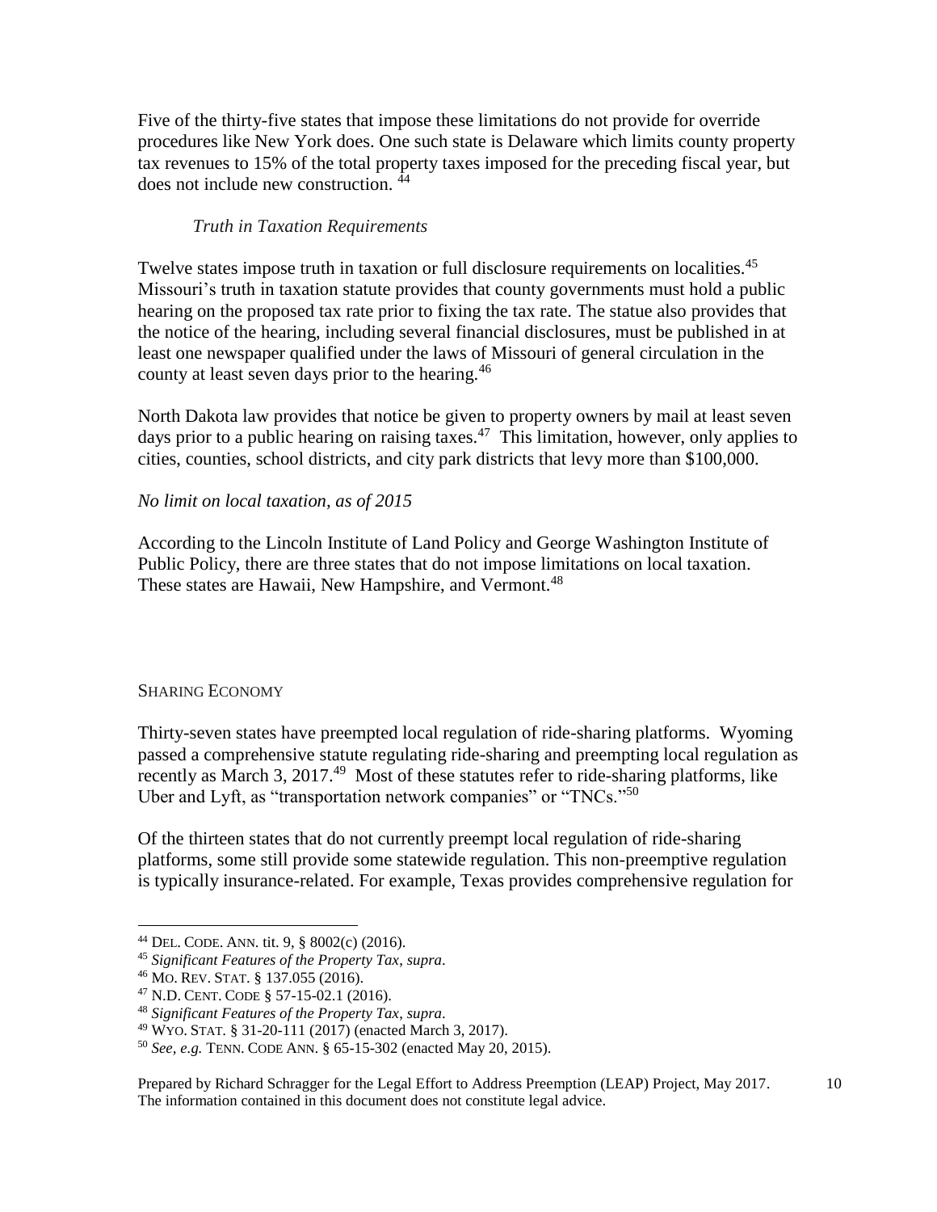Five of the thirty-five states that impose these limitations do not provide for override procedures like New York does. One such state is Delaware which limits county property tax revenues to 15% of the total property taxes imposed for the preceding fiscal year, but does not include new construction. [44]

*Truth in Taxation Requirements*

Twelve states impose truth in taxation or full disclosure requirements on localities.[45] Missouri's truth in taxation statute provides that county governments must hold a public hearing on the proposed tax rate prior to fixing the tax rate. The statue also provides that the notice of the hearing, including several financial disclosures, must be published in at least one newspaper qualified under the laws of Missouri of general circulation in the county at least seven days prior to the hearing.[46]

North Dakota law provides that notice be given to property owners by mail at least seven days prior to a public hearing on raising taxes.[47] This limitation, however, only applies to cities, counties, school districts, and city park districts that levy more than $100,000.

*No limit on local taxation, as of 2015*

According to the Lincoln Institute of Land Policy and George Washington Institute of Public Policy, there are three states that do not impose limitations on local taxation. These states are Hawaii, New Hampshire, and Vermont.[48]

## SHARING ECONOMY

Thirty-seven states have preempted local regulation of ride-sharing platforms. Wyoming passed a comprehensive statute regulating ride-sharing and preempting local regulation as recently as March 3, 2017.[49] Most of these statutes refer to ride-sharing platforms, like Uber and Lyft, as "transportation network companies" or "TNCs."[50]

Of the thirteen states that do not currently preempt local regulation of ride-sharing platforms, some still provide some statewide regulation. This non-preemptive regulation is typically insurance-related. For example, Texas provides comprehensive regulation for

---

[44] DEL. CODE. ANN. tit. 9, § 8002(c) (2016).

[45] *Significant Features of the Property Tax*, *supra*.

[46] MO. REV. STAT. § 137.055 (2016).

[47] N.D. CENT. CODE § 57-15-02.1 (2016).

[48] *Significant Features of the Property Tax*, *supra*.

[49] WYO. STAT. § 31-20-111 (2017) (enacted March 3, 2017).

[50] *See, e.g.* TENN. CODE ANN. § 65-15-302 (enacted May 20, 2015).

Prepared by Richard Schragger for the Legal Effort to Address Preemption (LEAP) Project, May 2017. The information contained in this document does not constitute legal advice.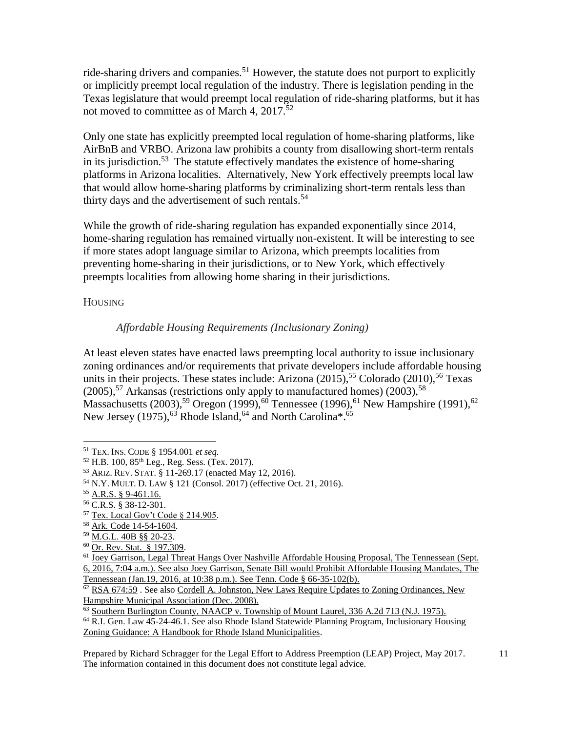ride-sharing drivers and companies.[51] However, the statute does not purport to explicitly or implicitly preempt local regulation of the industry. There is legislation pending in the Texas legislature that would preempt local regulation of ride-sharing platforms, but it has not moved to committee as of March 4, 2017.[52]

Only one state has explicitly preempted local regulation of home-sharing platforms, like AirBnB and VRBO. Arizona law prohibits a county from disallowing short-term rentals in its jurisdiction.[53] The statute effectively mandates the existence of home-sharing platforms in Arizona localities. Alternatively, New York effectively preempts local law that would allow home-sharing platforms by criminalizing short-term rentals less than thirty days and the advertisement of such rentals.[54]

While the growth of ride-sharing regulation has expanded exponentially since 2014, home-sharing regulation has remained virtually non-existent. It will be interesting to see if more states adopt language similar to Arizona, which preempts localities from preventing home-sharing in their jurisdictions, or to New York, which effectively preempts localities from allowing home sharing in their jurisdictions.

## HOUSING

### *Affordable Housing Requirements (Inclusionary Zoning)*

At least eleven states have enacted laws preempting local authority to issue inclusionary zoning ordinances and/or requirements that private developers include affordable housing units in their projects. These states include: Arizona (2015),[55] Colorado (2010),[56] Texas (2005),[57] Arkansas (restrictions only apply to manufactured homes) (2003),[58] Massachusetts (2003),[59] Oregon (1999),[60] Tennessee (1996),[61] New Hampshire (1991),[62] New Jersey (1975),[63] Rhode Island,[64] and North Carolina*.[65]

---

[51] TEX. INS. CODE § 1954.001 *et seq.*

[52] H.B. 100, 85th Leg., Reg. Sess. (Tex. 2017).

[53] ARIZ. REV. STAT. § 11-269.17 (enacted May 12, 2016).

[54] N.Y. MULT. D. LAW § 121 (Consol. 2017) (effective Oct. 21, 2016).

[55] A.R.S. § 9-461.16.

[56] C.R.S. § 38-12-301.

[57] Tex. Local Gov't Code § 214.905.

[58] Ark. Code 14-54-1604.

[59] M.G.L. 40B §§ 20-23.

[60] Or. Rev. Stat. § 197.309.

[61] Joey Garrison, Legal Threat Hangs Over Nashville Affordable Housing Proposal, The Tennessean (Sept. 6, 2016, 7:04 a.m.). See also Joey Garrison, Senate Bill would Prohibit Affordable Housing Mandates, The Tennessean (Jan.19, 2016, at 10:38 p.m.). See Tenn. Code § 66-35-102(b).

[62] RSA 674:59 . See also Cordell A. Johnston, New Laws Require Updates to Zoning Ordinances, New Hampshire Municipal Association (Dec. 2008).

[63] Southern Burlington County, NAACP v. Township of Mount Laurel, 336 A.2d 713 (N.J. 1975).

[64] R.I. Gen. Law 45-24-46.1. See also Rhode Island Statewide Planning Program, Inclusionary Housing Zoning Guidance: A Handbook for Rhode Island Municipalities.

Prepared by Richard Schragger for the Legal Effort to Address Preemption (LEAP) Project, May 2017. The information contained in this document does not constitute legal advice.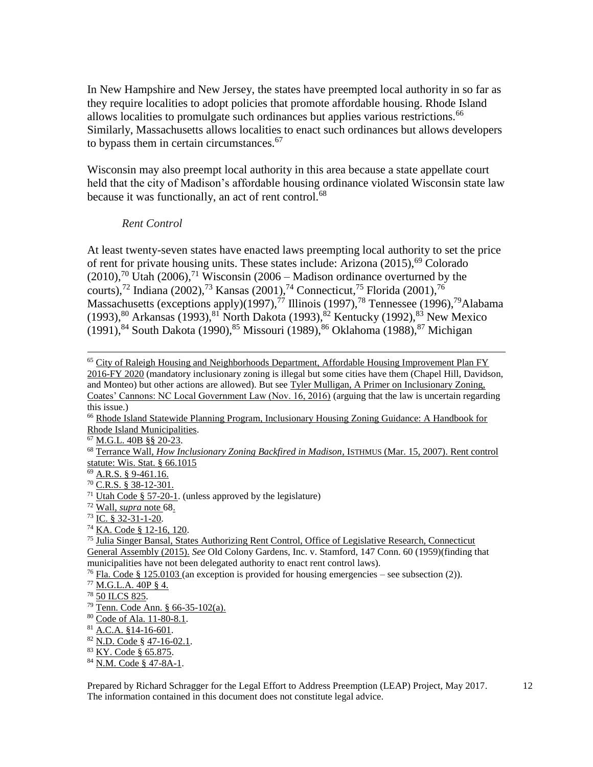In New Hampshire and New Jersey, the states have preempted local authority in so far as they require localities to adopt policies that promote affordable housing. Rhode Island allows localities to promulgate such ordinances but applies various restrictions.[66] Similarly, Massachusetts allows localities to enact such ordinances but allows developers to bypass them in certain circumstances.[67]

Wisconsin may also preempt local authority in this area because a state appellate court held that the city of Madison's affordable housing ordinance violated Wisconsin state law because it was functionally, an act of rent control.[68]

*Rent Control*

At least twenty-seven states have enacted laws preempting local authority to set the price of rent for private housing units. These states include: Arizona (2015),[69] Colorado (2010),[70] Utah (2006),[71] Wisconsin (2006 – Madison ordinance overturned by the courts),[72] Indiana (2002),[73] Kansas (2001),[74] Connecticut,[75] Florida (2001),[76] Massachusetts (exceptions apply)(1997),[77] Illinois (1997),[78] Tennessee (1996),[79] Alabama (1993),[80] Arkansas (1993),[81] North Dakota (1993),[82] Kentucky (1992),[83] New Mexico (1991),[84] South Dakota (1990),[85] Missouri (1989),[86] Oklahoma (1988),[87] Michigan

---

[65] City of Raleigh Housing and Neighborhoods Department, Affordable Housing Improvement Plan FY 2016-FY 2020 (mandatory inclusionary zoning is illegal but some cities have them (Chapel Hill, Davidson, and Monteo) but other actions are allowed). But see Tyler Mulligan, A Primer on Inclusionary Zoning, Coates' Cannons: NC Local Government Law (Nov. 16, 2016) (arguing that the law is uncertain regarding this issue.)

[66] Rhode Island Statewide Planning Program, Inclusionary Housing Zoning Guidance: A Handbook for Rhode Island Municipalities.

[67] M.G.L. 40B §§ 20-23.

[68] Terrance Wall, *How Inclusionary Zoning Backfired in Madison*, ISTHMUS (Mar. 15, 2007). Rent control statute: Wis. Stat. § 66.1015

[69] A.R.S. § 9-461.16.

[70] C.R.S. § 38-12-301.

[71] Utah Code § 57-20-1. (unless approved by the legislature)

[72] Wall, *supra* note 68.

[73] IC. § 32-31-1-20.

[74] KA. Code § 12-16, 120.

[75] Julia Singer Bansal, States Authorizing Rent Control, Office of Legislative Research, Connecticut General Assembly (2015). *See* Old Colony Gardens, Inc. v. Stamford, 147 Conn. 60 (1959)(finding that municipalities have not been delegated authority to enact rent control laws).

[76] Fla. Code § 125.0103 (an exception is provided for housing emergencies – see subsection (2)).

[77] M.G.L.A. 40P § 4.

[78] 50 ILCS 825.

[79] Tenn. Code Ann. § 66-35-102(a).

[80] Code of Ala. 11-80-8.1.

[81] A.C.A. §14-16-601.

[82] N.D. Code § 47-16-02.1.

[83] KY. Code § 65.875.

[84] N.M. Code § 47-8A-1.

Prepared by Richard Schragger for the Legal Effort to Address Preemption (LEAP) Project, May 2017. The information contained in this document does not constitute legal advice.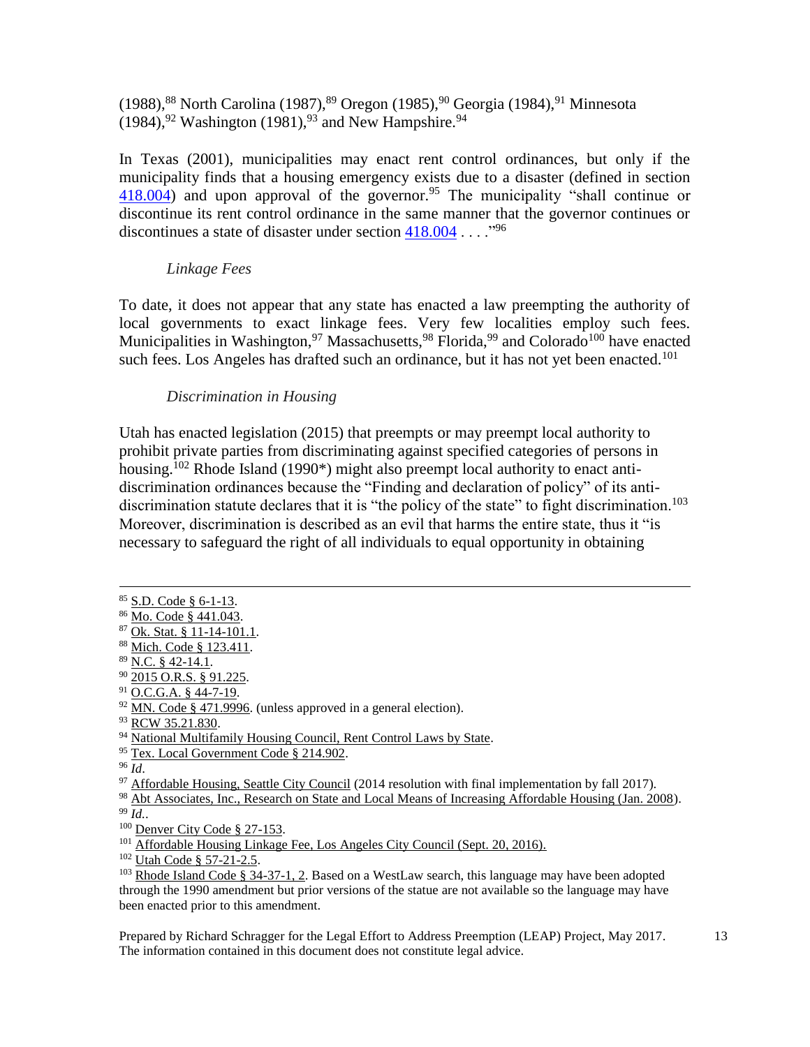(1988),[88] North Carolina (1987),[89] Oregon (1985),[90] Georgia (1984),[91] Minnesota (1984),[92] Washington (1981),[93] and New Hampshire.[94]

In Texas (2001), municipalities may enact rent control ordinances, but only if the municipality finds that a housing emergency exists due to a disaster (defined in section 418.004) and upon approval of the governor.[95] The municipality "shall continue or discontinue its rent control ordinance in the same manner that the governor continues or discontinues a state of disaster under section 418.004 . . . ."[96]

*Linkage Fees*

To date, it does not appear that any state has enacted a law preempting the authority of local governments to exact linkage fees. Very few localities employ such fees. Municipalities in Washington,[97] Massachusetts,[98] Florida,[99] and Colorado[100] have enacted such fees. Los Angeles has drafted such an ordinance, but it has not yet been enacted.[101]

*Discrimination in Housing*

Utah has enacted legislation (2015) that preempts or may preempt local authority to prohibit private parties from discriminating against specified categories of persons in housing.[102] Rhode Island (1990*) might also preempt local authority to enact anti-discrimination ordinances because the "Finding and declaration of policy" of its anti-discrimination statute declares that it is "the policy of the state" to fight discrimination.[103] Moreover, discrimination is described as an evil that harms the entire state, thus it "is necessary to safeguard the right of all individuals to equal opportunity in obtaining

---

[85] S.D. Code § 6-1-13.
[86] Mo. Code § 441.043.
[87] Ok. Stat. § 11-14-101.1.
[88] Mich. Code § 123.411.
[89] N.C. § 42-14.1.
[90] 2015 O.R.S. § 91.225.
[91] O.C.G.A. § 44-7-19.
[92] MN. Code § 471.9996. (unless approved in a general election).
[93] RCW 35.21.830.
[94] National Multifamily Housing Council, Rent Control Laws by State.
[95] Tex. Local Government Code § 214.902.
[96] *Id*.
[97] Affordable Housing, Seattle City Council (2014 resolution with final implementation by fall 2017).
[98] Abt Associates, Inc., Research on State and Local Means of Increasing Affordable Housing (Jan. 2008).
[99] *Id.*.
[100] Denver City Code § 27-153.
[101] Affordable Housing Linkage Fee, Los Angeles City Council (Sept. 20, 2016).
[102] Utah Code § 57-21-2.5.
[103] Rhode Island Code § 34-37-1, 2. Based on a WestLaw search, this language may have been adopted through the 1990 amendment but prior versions of the statue are not available so the language may have been enacted prior to this amendment.

Prepared by Richard Schragger for the Legal Effort to Address Preemption (LEAP) Project, May 2017. The information contained in this document does not constitute legal advice.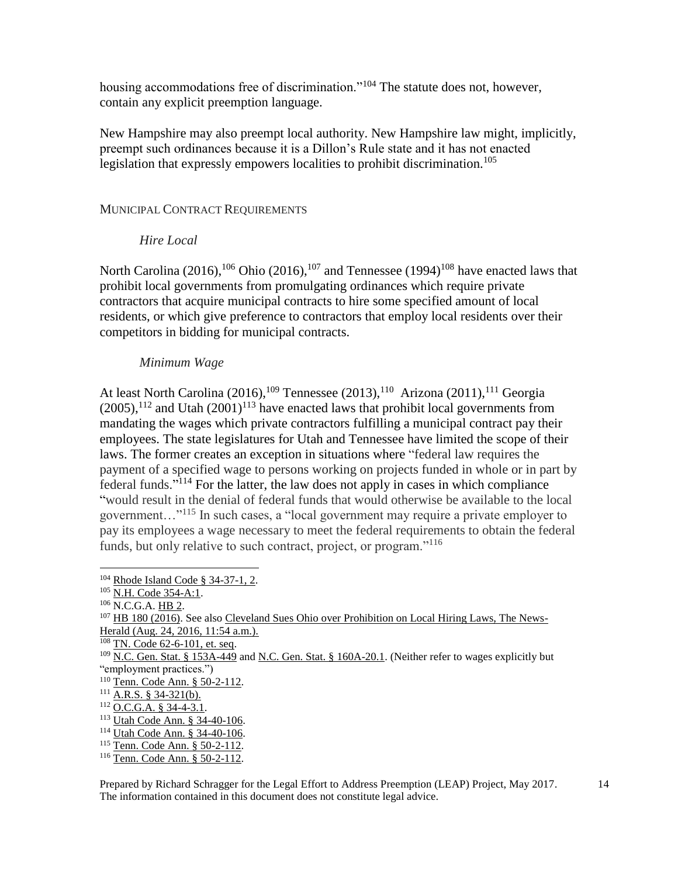housing accommodations free of discrimination."[104] The statute does not, however, contain any explicit preemption language.

New Hampshire may also preempt local authority. New Hampshire law might, implicitly, preempt such ordinances because it is a Dillon's Rule state and it has not enacted legislation that expressly empowers localities to prohibit discrimination.[105]

## Municipal Contract Requirements

### *Hire Local*

North Carolina (2016),[106] Ohio (2016),[107] and Tennessee (1994)[108] have enacted laws that prohibit local governments from promulgating ordinances which require private contractors that acquire municipal contracts to hire some specified amount of local residents, or which give preference to contractors that employ local residents over their competitors in bidding for municipal contracts.

### *Minimum Wage*

At least North Carolina (2016),[109] Tennessee (2013),[110] Arizona (2011),[111] Georgia (2005),[112] and Utah (2001)[113] have enacted laws that prohibit local governments from mandating the wages which private contractors fulfilling a municipal contract pay their employees. The state legislatures for Utah and Tennessee have limited the scope of their laws. The former creates an exception in situations where "federal law requires the payment of a specified wage to persons working on projects funded in whole or in part by federal funds."[114] For the latter, the law does not apply in cases in which compliance "would result in the denial of federal funds that would otherwise be available to the local government…"[115] In such cases, a "local government may require a private employer to pay its employees a wage necessary to meet the federal requirements to obtain the federal funds, but only relative to such contract, project, or program."[116]

---

[104] Rhode Island Code § 34-37-1, 2.

[105] N.H. Code 354-A:1.

[106] N.C.G.A. HB 2.

[107] HB 180 (2016). See also Cleveland Sues Ohio over Prohibition on Local Hiring Laws, The News-Herald (Aug. 24, 2016, 11:54 a.m.).

[108] TN. Code 62-6-101, et. seq.

[109] N.C. Gen. Stat. § 153A-449 and N.C. Gen. Stat. § 160A-20.1. (Neither refer to wages explicitly but "employment practices.")

[110] Tenn. Code Ann. § 50-2-112.

[111] A.R.S. § 34-321(b).

[112] O.C.G.A. § 34-4-3.1.

[113] Utah Code Ann. § 34-40-106.

[114] Utah Code Ann. § 34-40-106.

[115] Tenn. Code Ann. § 50-2-112.

[116] Tenn. Code Ann. § 50-2-112.

Prepared by Richard Schragger for the Legal Effort to Address Preemption (LEAP) Project, May 2017. The information contained in this document does not constitute legal advice.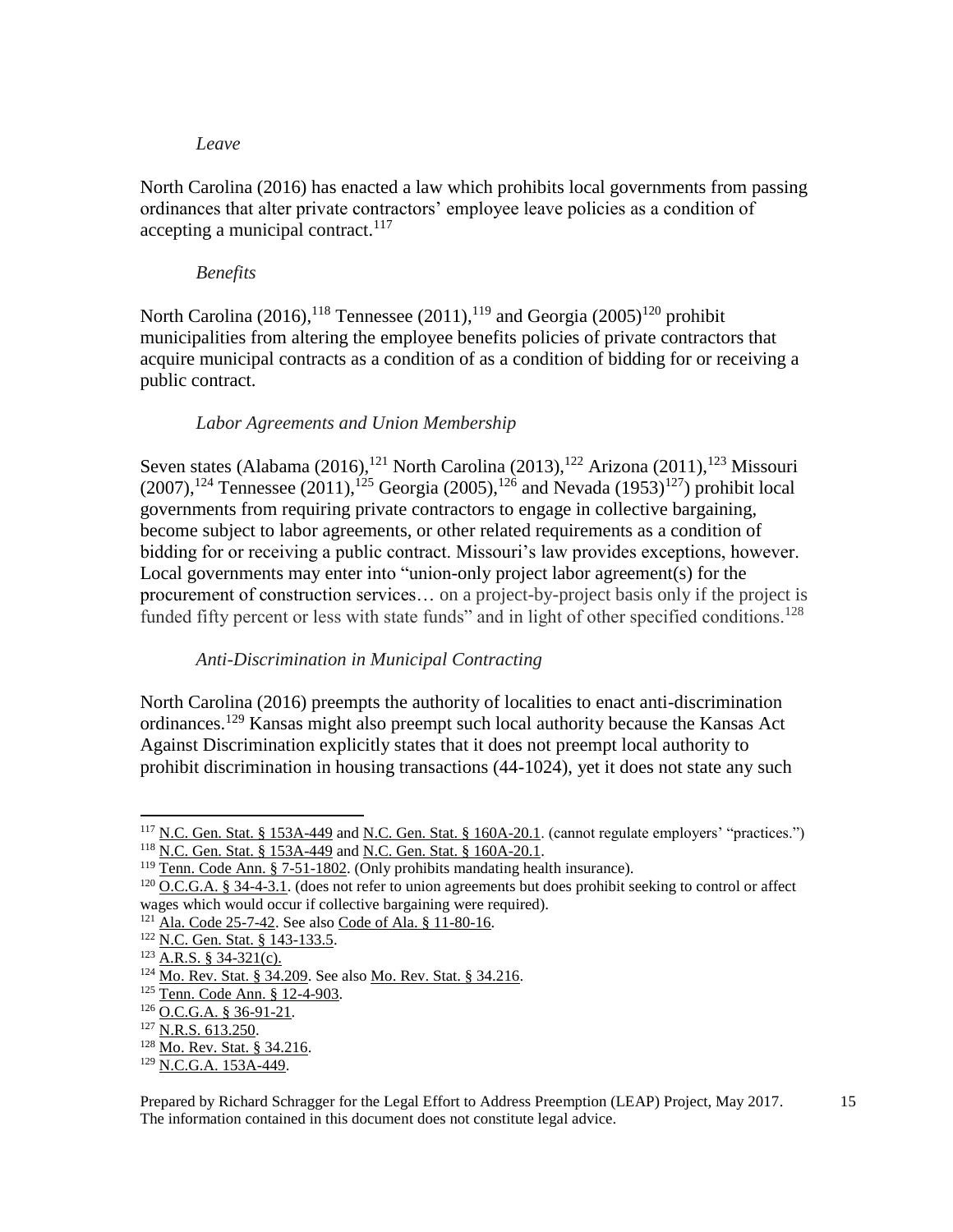*Leave*

North Carolina (2016) has enacted a law which prohibits local governments from passing ordinances that alter private contractors' employee leave policies as a condition of accepting a municipal contract.[117]

*Benefits*

North Carolina (2016),[118] Tennessee (2011),[119] and Georgia (2005)[120] prohibit municipalities from altering the employee benefits policies of private contractors that acquire municipal contracts as a condition of as a condition of bidding for or receiving a public contract.

*Labor Agreements and Union Membership*

Seven states (Alabama (2016),[121] North Carolina (2013),[122] Arizona (2011),[123] Missouri (2007),[124] Tennessee (2011),[125] Georgia (2005),[126] and Nevada (1953)[127]) prohibit local governments from requiring private contractors to engage in collective bargaining, become subject to labor agreements, or other related requirements as a condition of bidding for or receiving a public contract. Missouri's law provides exceptions, however. Local governments may enter into "union-only project labor agreement(s) for the procurement of construction services… on a project-by-project basis only if the project is funded fifty percent or less with state funds" and in light of other specified conditions.[128]

*Anti-Discrimination in Municipal Contracting*

North Carolina (2016) preempts the authority of localities to enact anti-discrimination ordinances.[129] Kansas might also preempt such local authority because the Kansas Act Against Discrimination explicitly states that it does not preempt local authority to prohibit discrimination in housing transactions (44-1024), yet it does not state any such

---

[117] N.C. Gen. Stat. § 153A-449 and N.C. Gen. Stat. § 160A-20.1. (cannot regulate employers' "practices.")

[118] N.C. Gen. Stat. § 153A-449 and N.C. Gen. Stat. § 160A-20.1.

[119] Tenn. Code Ann. § 7-51-1802. (Only prohibits mandating health insurance).

[120] O.C.G.A. § 34-4-3.1. (does not refer to union agreements but does prohibit seeking to control or affect wages which would occur if collective bargaining were required).

[121] Ala. Code 25-7-42. See also Code of Ala. § 11-80-16.

[122] N.C. Gen. Stat. § 143-133.5.

[123] A.R.S. § 34-321(c).

[124] Mo. Rev. Stat. § 34.209. See also Mo. Rev. Stat. § 34.216.

[125] Tenn. Code Ann. § 12-4-903.

[126] O.C.G.A. § 36-91-21.

[127] N.R.S. 613.250.

[128] Mo. Rev. Stat. § 34.216.

[129] N.C.G.A. 153A-449.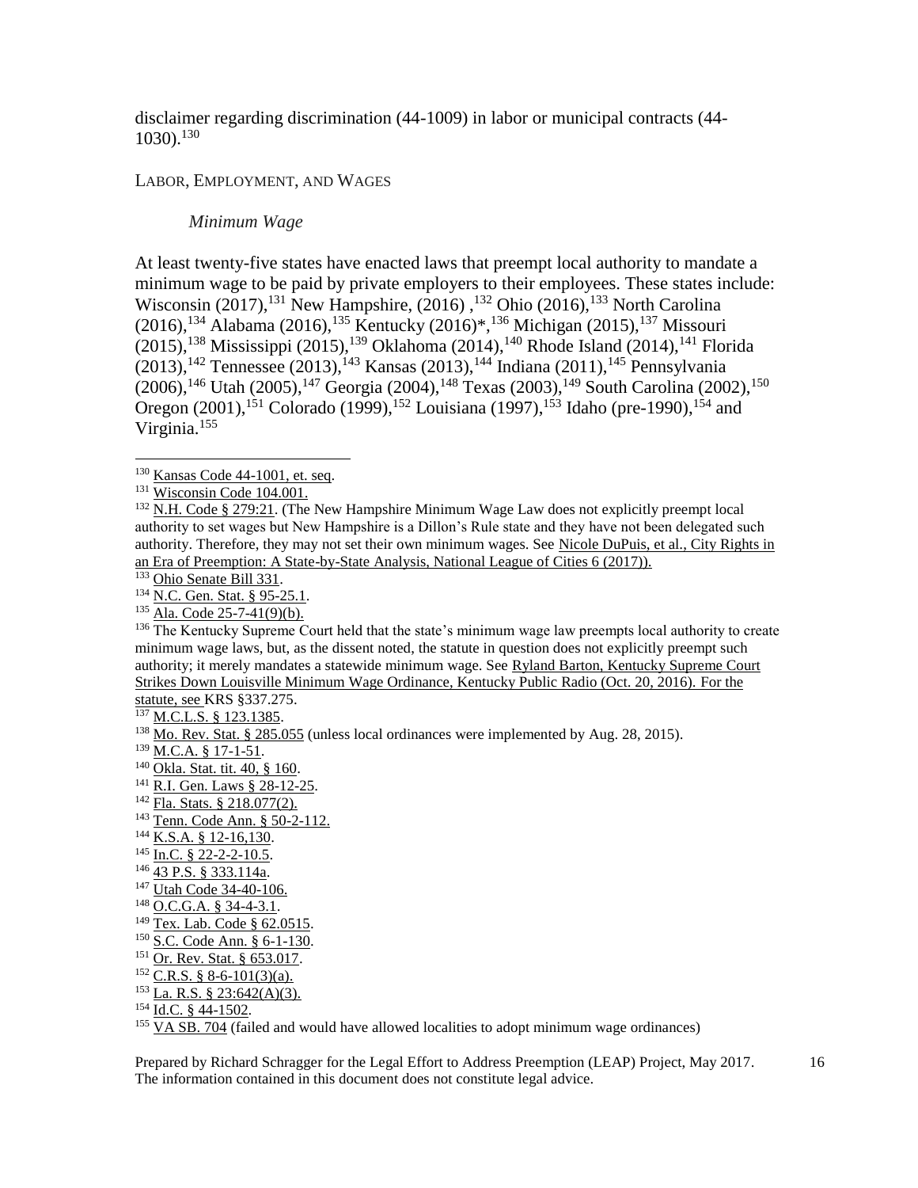disclaimer regarding discrimination (44-1009) in labor or municipal contracts (44-1030).[130]

## Labor, Employment, and Wages

### *Minimum Wage*

At least twenty-five states have enacted laws that preempt local authority to mandate a minimum wage to be paid by private employers to their employees. These states include: Wisconsin (2017),[131] New Hampshire, (2016) ,[132] Ohio (2016),[133] North Carolina (2016),[134] Alabama (2016),[135] Kentucky (2016)*,[136] Michigan (2015),[137] Missouri (2015),[138] Mississippi (2015),[139] Oklahoma (2014),[140] Rhode Island (2014),[141] Florida (2013),[142] Tennessee (2013),[143] Kansas (2013),[144] Indiana (2011),[145] Pennsylvania (2006),[146] Utah (2005),[147] Georgia (2004),[148] Texas (2003),[149] South Carolina (2002),[150] Oregon (2001),[151] Colorado (1999),[152] Louisiana (1997),[153] Idaho (pre-1990),[154] and Virginia.[155]

---

[130] Kansas Code 44-1001, et. seq.

[131] Wisconsin Code 104.001.

[132] N.H. Code § 279:21. (The New Hampshire Minimum Wage Law does not explicitly preempt local authority to set wages but New Hampshire is a Dillon's Rule state and they have not been delegated such authority. Therefore, they may not set their own minimum wages. See Nicole DuPuis, et al., City Rights in an Era of Preemption: A State-by-State Analysis, National League of Cities 6 (2017)).

[133] Ohio Senate Bill 331.

[134] N.C. Gen. Stat. § 95-25.1.

[135] Ala. Code 25-7-41(9)(b).

[136] The Kentucky Supreme Court held that the state's minimum wage law preempts local authority to create minimum wage laws, but, as the dissent noted, the statute in question does not explicitly preempt such authority; it merely mandates a statewide minimum wage. See Ryland Barton, Kentucky Supreme Court Strikes Down Louisville Minimum Wage Ordinance, Kentucky Public Radio (Oct. 20, 2016). For the statute, see KRS §337.275.

[137] M.C.L.S. § 123.1385.

[138] Mo. Rev. Stat. § 285.055 (unless local ordinances were implemented by Aug. 28, 2015).

[139] M.C.A. § 17-1-51.

[140] Okla. Stat. tit. 40, § 160.

[141] R.I. Gen. Laws § 28-12-25.

[142] Fla. Stats. § 218.077(2).

[143] Tenn. Code Ann. § 50-2-112.

[144] K.S.A. § 12-16,130.

[145] In.C. § 22-2-2-10.5.

[146] 43 P.S. § 333.114a.

[147] Utah Code 34-40-106.

[148] O.C.G.A. § 34-4-3.1.

[149] Tex. Lab. Code § 62.0515.

[150] S.C. Code Ann. § 6-1-130.

[151] Or. Rev. Stat. § 653.017.

[152] C.R.S. § 8-6-101(3)(a).

[153] La. R.S. § 23:642(A)(3).

[154] Id.C. § 44-1502.

[155] VA SB. 704 (failed and would have allowed localities to adopt minimum wage ordinances)

Prepared by Richard Schragger for the Legal Effort to Address Preemption (LEAP) Project, May 2017. The information contained in this document does not constitute legal advice.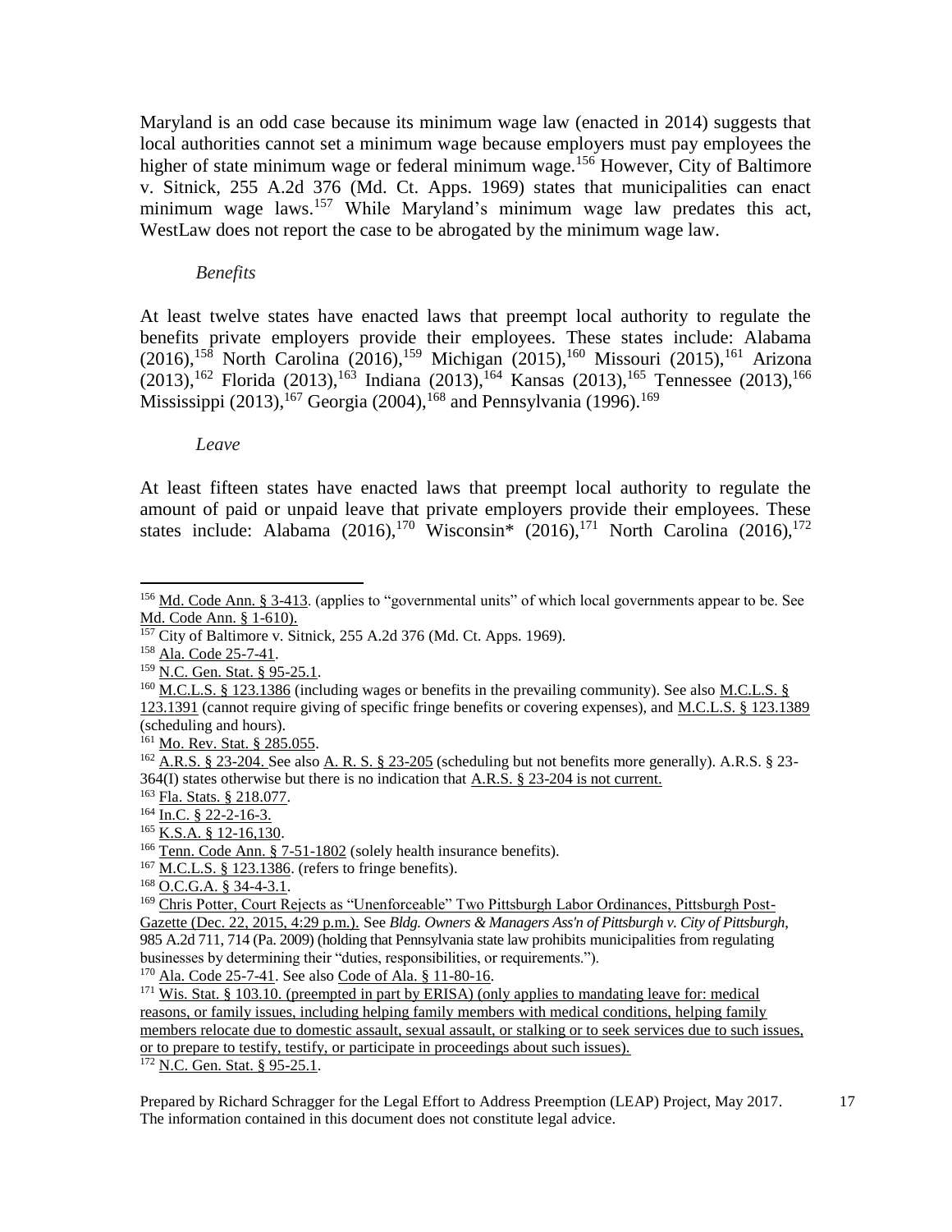Maryland is an odd case because its minimum wage law (enacted in 2014) suggests that local authorities cannot set a minimum wage because employers must pay employees the higher of state minimum wage or federal minimum wage.[156] However, City of Baltimore v. Sitnick, 255 A.2d 376 (Md. Ct. Apps. 1969) states that municipalities can enact minimum wage laws.[157] While Maryland's minimum wage law predates this act, WestLaw does not report the case to be abrogated by the minimum wage law.

*Benefits*

At least twelve states have enacted laws that preempt local authority to regulate the benefits private employers provide their employees. These states include: Alabama (2016),[158] North Carolina (2016),[159] Michigan (2015),[160] Missouri (2015),[161] Arizona (2013),[162] Florida (2013),[163] Indiana (2013),[164] Kansas (2013),[165] Tennessee (2013),[166] Mississippi (2013),[167] Georgia (2004),[168] and Pennsylvania (1996).[169]

*Leave*

At least fifteen states have enacted laws that preempt local authority to regulate the amount of paid or unpaid leave that private employers provide their employees. These states include: Alabama (2016),[170] Wisconsin* (2016),[171] North Carolina (2016),[172]

---

[156] Md. Code Ann. § 3-413. (applies to "governmental units" of which local governments appear to be. See Md. Code Ann. § 1-610).

[157] City of Baltimore v. Sitnick, 255 A.2d 376 (Md. Ct. Apps. 1969).

[158] Ala. Code 25-7-41.

[159] N.C. Gen. Stat. § 95-25.1.

[160] M.C.L.S. § 123.1386 (including wages or benefits in the prevailing community). See also M.C.L.S. § 123.1391 (cannot require giving of specific fringe benefits or covering expenses), and M.C.L.S. § 123.1389 (scheduling and hours).

[161] Mo. Rev. Stat. § 285.055.

[162] A.R.S. § 23-204. See also A. R. S. § 23-205 (scheduling but not benefits more generally). A.R.S. § 23-364(I) states otherwise but there is no indication that A.R.S. § 23-204 is not current.

[163] Fla. Stats. § 218.077.

[164] In.C. § 22-2-16-3.

[165] K.S.A. § 12-16,130.

[166] Tenn. Code Ann. § 7-51-1802 (solely health insurance benefits).

[167] M.C.L.S. § 123.1386. (refers to fringe benefits).

[168] O.C.G.A. § 34-4-3.1.

[169] Chris Potter, Court Rejects as "Unenforceable" Two Pittsburgh Labor Ordinances, Pittsburgh Post-Gazette (Dec. 22, 2015, 4:29 p.m.). See *Bldg. Owners & Managers Ass'n of Pittsburgh v. City of Pittsburgh*, 985 A.2d 711, 714 (Pa. 2009) (holding that Pennsylvania state law prohibits municipalities from regulating businesses by determining their "duties, responsibilities, or requirements.").

[170] Ala. Code 25-7-41. See also Code of Ala. § 11-80-16.

[171] Wis. Stat. § 103.10. (preempted in part by ERISA) (only applies to mandating leave for: medical reasons, or family issues, including helping family members with medical conditions, helping family members relocate due to domestic assault, sexual assault, or stalking or to seek services due to such issues, or to prepare to testify, testify, or participate in proceedings about such issues).

[172] N.C. Gen. Stat. § 95-25.1.

Prepared by Richard Schragger for the Legal Effort to Address Preemption (LEAP) Project, May 2017. The information contained in this document does not constitute legal advice.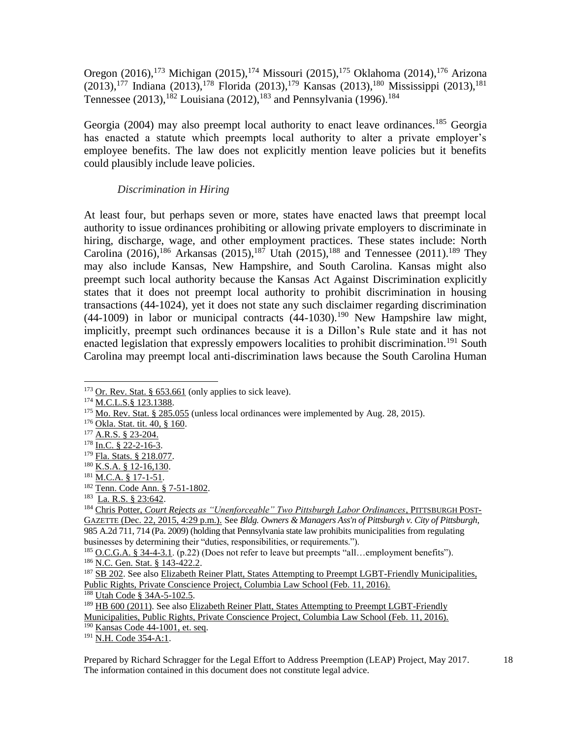Oregon (2016),[173] Michigan (2015),[174] Missouri (2015),[175] Oklahoma (2014),[176] Arizona (2013),[177] Indiana (2013),[178] Florida (2013),[179] Kansas (2013),[180] Mississippi (2013),[181] Tennessee (2013),[182] Louisiana (2012),[183] and Pennsylvania (1996).[184]

Georgia (2004) may also preempt local authority to enact leave ordinances.[185] Georgia has enacted a statute which preempts local authority to alter a private employer's employee benefits. The law does not explicitly mention leave policies but it benefits could plausibly include leave policies.

*Discrimination in Hiring*

At least four, but perhaps seven or more, states have enacted laws that preempt local authority to issue ordinances prohibiting or allowing private employers to discriminate in hiring, discharge, wage, and other employment practices. These states include: North Carolina (2016),[186] Arkansas (2015),[187] Utah (2015),[188] and Tennessee (2011).[189] They may also include Kansas, New Hampshire, and South Carolina. Kansas might also preempt such local authority because the Kansas Act Against Discrimination explicitly states that it does not preempt local authority to prohibit discrimination in housing transactions (44-1024), yet it does not state any such disclaimer regarding discrimination (44-1009) in labor or municipal contracts (44-1030).[190] New Hampshire law might, implicitly, preempt such ordinances because it is a Dillon's Rule state and it has not enacted legislation that expressly empowers localities to prohibit discrimination.[191] South Carolina may preempt local anti-discrimination laws because the South Carolina Human

---

[173] Or. Rev. Stat. § 653.661 (only applies to sick leave).

[174] M.C.L.S.§ 123.1388.

[175] Mo. Rev. Stat. § 285.055 (unless local ordinances were implemented by Aug. 28, 2015).

[176] Okla. Stat. tit. 40, § 160.

[177] A.R.S. § 23-204.

[178] In.C. § 22-2-16-3.

[179] Fla. Stats. § 218.077.

[180] K.S.A. § 12-16,130.

[181] M.C.A. § 17-1-51.

[182] Tenn. Code Ann. § 7-51-1802.

[183] La. R.S. § 23:642.

[184] Chris Potter, *Court Rejects as "Unenforceable" Two Pittsburgh Labor Ordinances*, PITTSBURGH POST-GAZETTE (Dec. 22, 2015, 4:29 p.m.). See *Bldg. Owners & Managers Ass'n of Pittsburgh v. City of Pittsburgh*, 985 A.2d 711, 714 (Pa. 2009) (holding that Pennsylvania state law prohibits municipalities from regulating businesses by determining their "duties, responsibilities, or requirements.").

[185] O.C.G.A. § 34-4-3.1. (p.22) (Does not refer to leave but preempts "all…employment benefits").

[186] N.C. Gen. Stat. § 143-422.2.

[187] SB 202. See also Elizabeth Reiner Platt, States Attempting to Preempt LGBT-Friendly Municipalities, Public Rights, Private Conscience Project, Columbia Law School (Feb. 11, 2016).

[188] Utah Code § 34A-5-102.5.

[189] HB 600 (2011). See also Elizabeth Reiner Platt, States Attempting to Preempt LGBT-Friendly Municipalities, Public Rights, Private Conscience Project, Columbia Law School (Feb. 11, 2016).

[190] Kansas Code 44-1001, et. seq.

[191] N.H. Code 354-A:1.

Prepared by Richard Schragger for the Legal Effort to Address Preemption (LEAP) Project, May 2017. The information contained in this document does not constitute legal advice.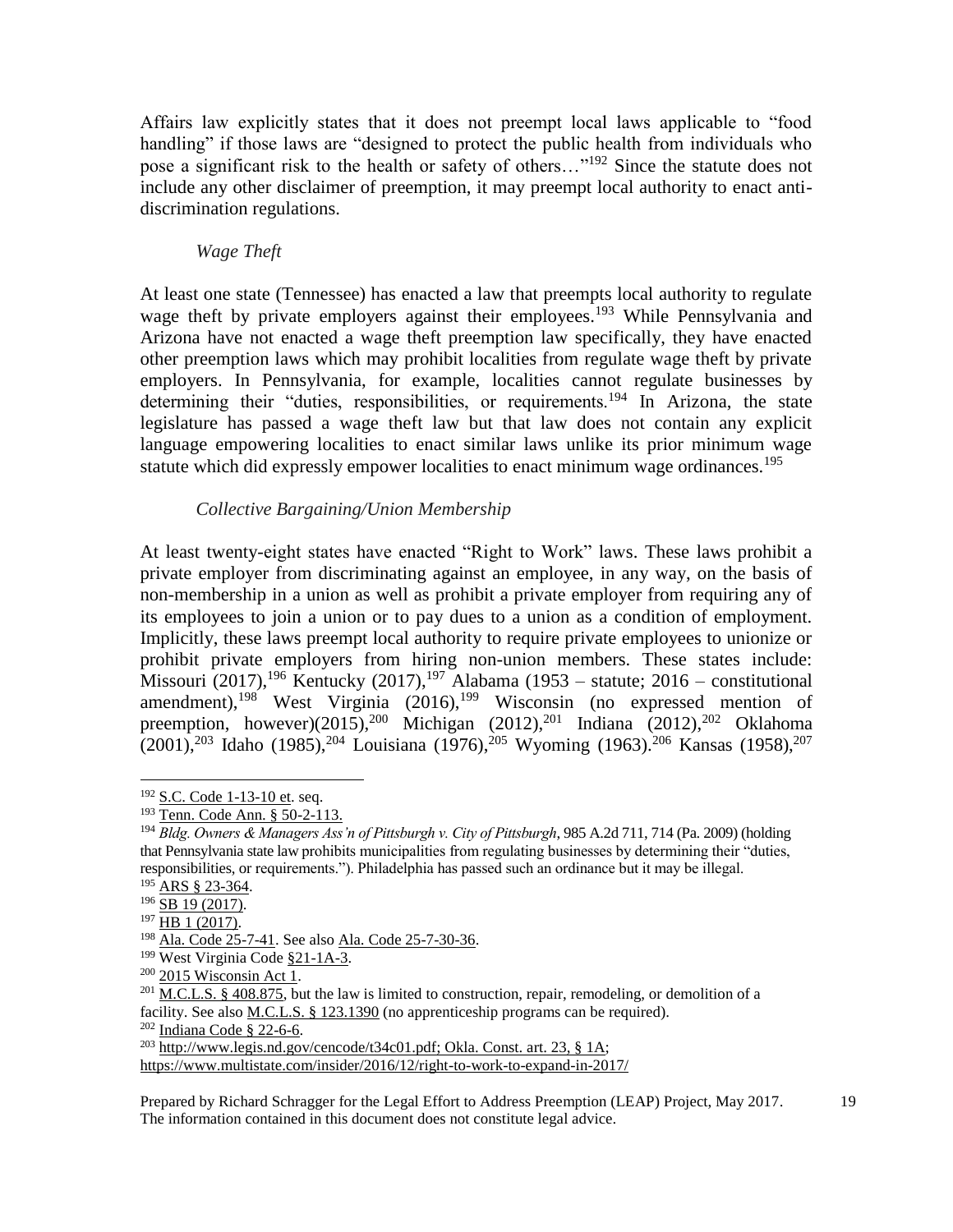Affairs law explicitly states that it does not preempt local laws applicable to "food handling" if those laws are "designed to protect the public health from individuals who pose a significant risk to the health or safety of others…"[192] Since the statute does not include any other disclaimer of preemption, it may preempt local authority to enact anti-discrimination regulations.

*Wage Theft*

At least one state (Tennessee) has enacted a law that preempts local authority to regulate wage theft by private employers against their employees.[193] While Pennsylvania and Arizona have not enacted a wage theft preemption law specifically, they have enacted other preemption laws which may prohibit localities from regulate wage theft by private employers. In Pennsylvania, for example, localities cannot regulate businesses by determining their "duties, responsibilities, or requirements.[194] In Arizona, the state legislature has passed a wage theft law but that law does not contain any explicit language empowering localities to enact similar laws unlike its prior minimum wage statute which did expressly empower localities to enact minimum wage ordinances.[195]

*Collective Bargaining/Union Membership*

At least twenty-eight states have enacted "Right to Work" laws. These laws prohibit a private employer from discriminating against an employee, in any way, on the basis of non-membership in a union as well as prohibit a private employer from requiring any of its employees to join a union or to pay dues to a union as a condition of employment. Implicitly, these laws preempt local authority to require private employees to unionize or prohibit private employers from hiring non-union members. These states include: Missouri (2017),[196] Kentucky (2017),[197] Alabama (1953 – statute; 2016 – constitutional amendment),[198] West Virginia (2016),[199] Wisconsin (no expressed mention of preemption, however)(2015),[200] Michigan (2012),[201] Indiana (2012),[202] Oklahoma (2001),[203] Idaho (1985),[204] Louisiana (1976),[205] Wyoming (1963).[206] Kansas (1958),[207]

---

[192] S.C. Code 1-13-10 et. seq.

[193] Tenn. Code Ann. § 50-2-113.

[194] *Bldg. Owners & Managers Ass'n of Pittsburgh v. City of Pittsburgh*, 985 A.2d 711, 714 (Pa. 2009) (holding that Pennsylvania state law prohibits municipalities from regulating businesses by determining their "duties, responsibilities, or requirements."). Philadelphia has passed such an ordinance but it may be illegal.

[195] ARS § 23-364.

[196] SB 19 (2017).

[197] HB 1 (2017).

[198] Ala. Code 25-7-41. See also Ala. Code 25-7-30-36.

[199] West Virginia Code §21-1A-3.

[200] 2015 Wisconsin Act 1.

[201] M.C.L.S. § 408.875, but the law is limited to construction, repair, remodeling, or demolition of a facility. See also M.C.L.S. § 123.1390 (no apprenticeship programs can be required).

[202] Indiana Code § 22-6-6.

[203] http://www.legis.nd.gov/cencode/t34c01.pdf; Okla. Const. art. 23, § 1A; https://www.multistate.com/insider/2016/12/right-to-work-to-expand-in-2017/

Prepared by Richard Schragger for the Legal Effort to Address Preemption (LEAP) Project, May 2017. The information contained in this document does not constitute legal advice.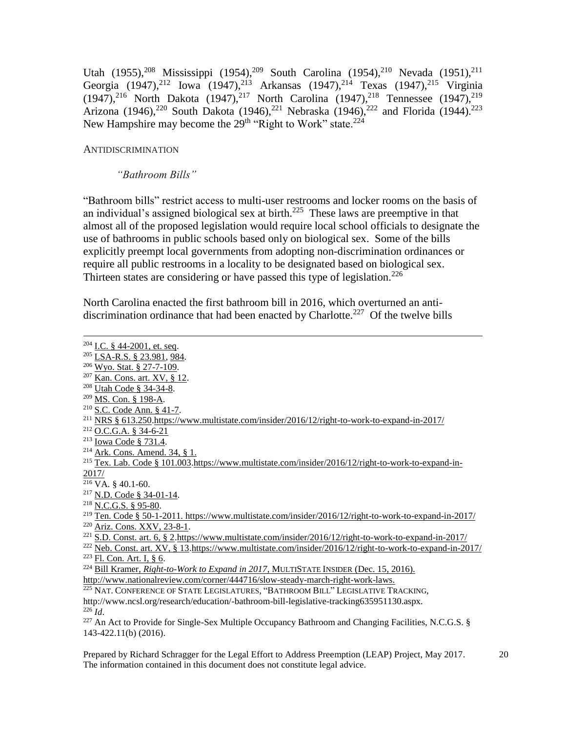Utah (1955),[208] Mississippi (1954),[209] South Carolina (1954),[210] Nevada (1951),[211] Georgia (1947),[212] Iowa (1947),[213] Arkansas (1947),[214] Texas (1947),[215] Virginia (1947),[216] North Dakota (1947),[217] North Carolina (1947),[218] Tennessee (1947),[219] Arizona (1946),[220] South Dakota (1946),[221] Nebraska (1946),[222] and Florida (1944).[223] New Hampshire may become the 29th "Right to Work" state.[224]

## ANTIDISCRIMINATION

### *"Bathroom Bills"*

"Bathroom bills" restrict access to multi-user restrooms and locker rooms on the basis of an individual's assigned biological sex at birth.[225] These laws are preemptive in that almost all of the proposed legislation would require local school officials to designate the use of bathrooms in public schools based only on biological sex. Some of the bills explicitly preempt local governments from adopting non-discrimination ordinances or require all public restrooms in a locality to be designated based on biological sex. Thirteen states are considering or have passed this type of legislation.[226]

North Carolina enacted the first bathroom bill in 2016, which overturned an anti-discrimination ordinance that had been enacted by Charlotte.[227] Of the twelve bills

---

[204] I.C. § 44-2001, et. seq.
[205] LSA-R.S. § 23.981, 984.
[206] Wyo. Stat. § 27-7-109.
[207] Kan. Cons. art. XV, § 12.
[208] Utah Code § 34-34-8.
[209] MS. Con. § 198-A.
[210] S.C. Code Ann. § 41-7.
[211] NRS § 613.250.https://www.multistate.com/insider/2016/12/right-to-work-to-expand-in-2017/
[212] O.C.G.A. § 34-6-21
[213] Iowa Code § 731.4.
[214] Ark. Cons. Amend. 34, § 1.
[215] Tex. Lab. Code § 101.003.https://www.multistate.com/insider/2016/12/right-to-work-to-expand-in-2017/
[216] VA. § 40.1-60.
[217] N.D. Code § 34-01-14.
[218] N.C.G.S. § 95-80.
[219] Ten. Code § 50-1-2011. https://www.multistate.com/insider/2016/12/right-to-work-to-expand-in-2017/
[220] Ariz. Cons. XXV, 23-8-1.
[221] S.D. Const. art. 6, § 2.https://www.multistate.com/insider/2016/12/right-to-work-to-expand-in-2017/
[222] Neb. Const. art. XV, § 13.https://www.multistate.com/insider/2016/12/right-to-work-to-expand-in-2017/
[223] Fl. Con. Art. I, § 6.
[224] Bill Kramer, *Right-to-Work to Expand in 2017*, MULTISTATE INSIDER (Dec. 15, 2016). http://www.nationalreview.com/corner/444716/slow-steady-march-right-work-laws.
[225] NAT. CONFERENCE OF STATE LEGISLATURES, "BATHROOM BILL" LEGISLATIVE TRACKING, http://www.ncsl.org/research/education/-bathroom-bill-legislative-tracking635951130.aspx.
[226] *Id*.
[227] An Act to Provide for Single-Sex Multiple Occupancy Bathroom and Changing Facilities, N.C.G.S. § 143-422.11(b) (2016).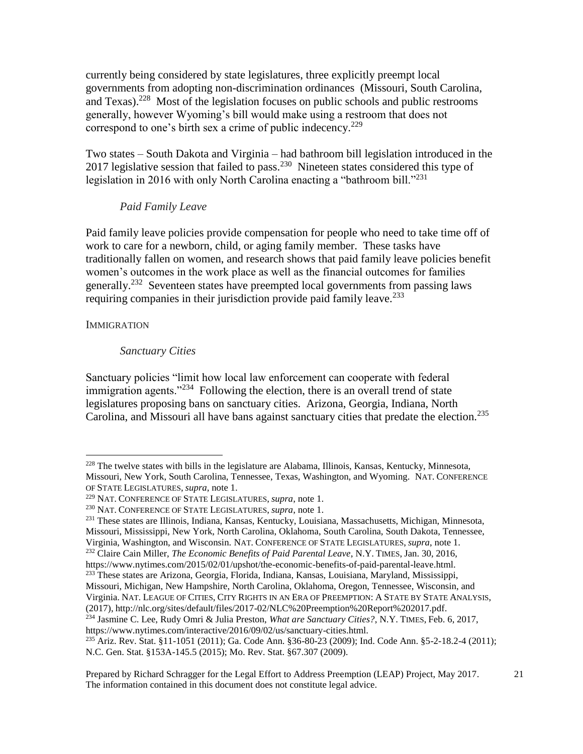currently being considered by state legislatures, three explicitly preempt local governments from adopting non-discrimination ordinances (Missouri, South Carolina, and Texas).[228] Most of the legislation focuses on public schools and public restrooms generally, however Wyoming's bill would make using a restroom that does not correspond to one's birth sex a crime of public indecency.[229]

Two states – South Dakota and Virginia – had bathroom bill legislation introduced in the 2017 legislative session that failed to pass.[230] Nineteen states considered this type of legislation in 2016 with only North Carolina enacting a "bathroom bill."[231]

*Paid Family Leave*

Paid family leave policies provide compensation for people who need to take time off of work to care for a newborn, child, or aging family member. These tasks have traditionally fallen on women, and research shows that paid family leave policies benefit women's outcomes in the work place as well as the financial outcomes for families generally.[232] Seventeen states have preempted local governments from passing laws requiring companies in their jurisdiction provide paid family leave.[233]

IMMIGRATION

*Sanctuary Cities*

Sanctuary policies "limit how local law enforcement can cooperate with federal immigration agents."[234] Following the election, there is an overall trend of state legislatures proposing bans on sanctuary cities. Arizona, Georgia, Indiana, North Carolina, and Missouri all have bans against sanctuary cities that predate the election.[235]

---

[228] The twelve states with bills in the legislature are Alabama, Illinois, Kansas, Kentucky, Minnesota, Missouri, New York, South Carolina, Tennessee, Texas, Washington, and Wyoming. NAT. CONFERENCE OF STATE LEGISLATURES, *supra*, note 1.

[229] NAT. CONFERENCE OF STATE LEGISLATURES, *supra*, note 1.

[230] NAT. CONFERENCE OF STATE LEGISLATURES, *supra*, note 1.

[231] These states are Illinois, Indiana, Kansas, Kentucky, Louisiana, Massachusetts, Michigan, Minnesota, Missouri, Mississippi, New York, North Carolina, Oklahoma, South Carolina, South Dakota, Tennessee, Virginia, Washington, and Wisconsin. NAT. CONFERENCE OF STATE LEGISLATURES, *supra*, note 1.

[232] Claire Cain Miller, *The Economic Benefits of Paid Parental Leave*, N.Y. TIMES, Jan. 30, 2016, https://www.nytimes.com/2015/02/01/upshot/the-economic-benefits-of-paid-parental-leave.html.

[233] These states are Arizona, Georgia, Florida, Indiana, Kansas, Louisiana, Maryland, Mississippi, Missouri, Michigan, New Hampshire, North Carolina, Oklahoma, Oregon, Tennessee, Wisconsin, and Virginia. NAT. LEAGUE OF CITIES, CITY RIGHTS IN AN ERA OF PREEMPTION: A STATE BY STATE ANALYSIS, (2017), http://nlc.org/sites/default/files/2017-02/NLC%20Preemption%20Report%202017.pdf.

[234] Jasmine C. Lee, Rudy Omri & Julia Preston, *What are Sanctuary Cities?*, N.Y. TIMES, Feb. 6, 2017, https://www.nytimes.com/interactive/2016/09/02/us/sanctuary-cities.html.

[235] Ariz. Rev. Stat. §11-1051 (2011); Ga. Code Ann. §36-80-23 (2009); Ind. Code Ann. §5-2-18.2-4 (2011); N.C. Gen. Stat. §153A-145.5 (2015); Mo. Rev. Stat. §67.307 (2009).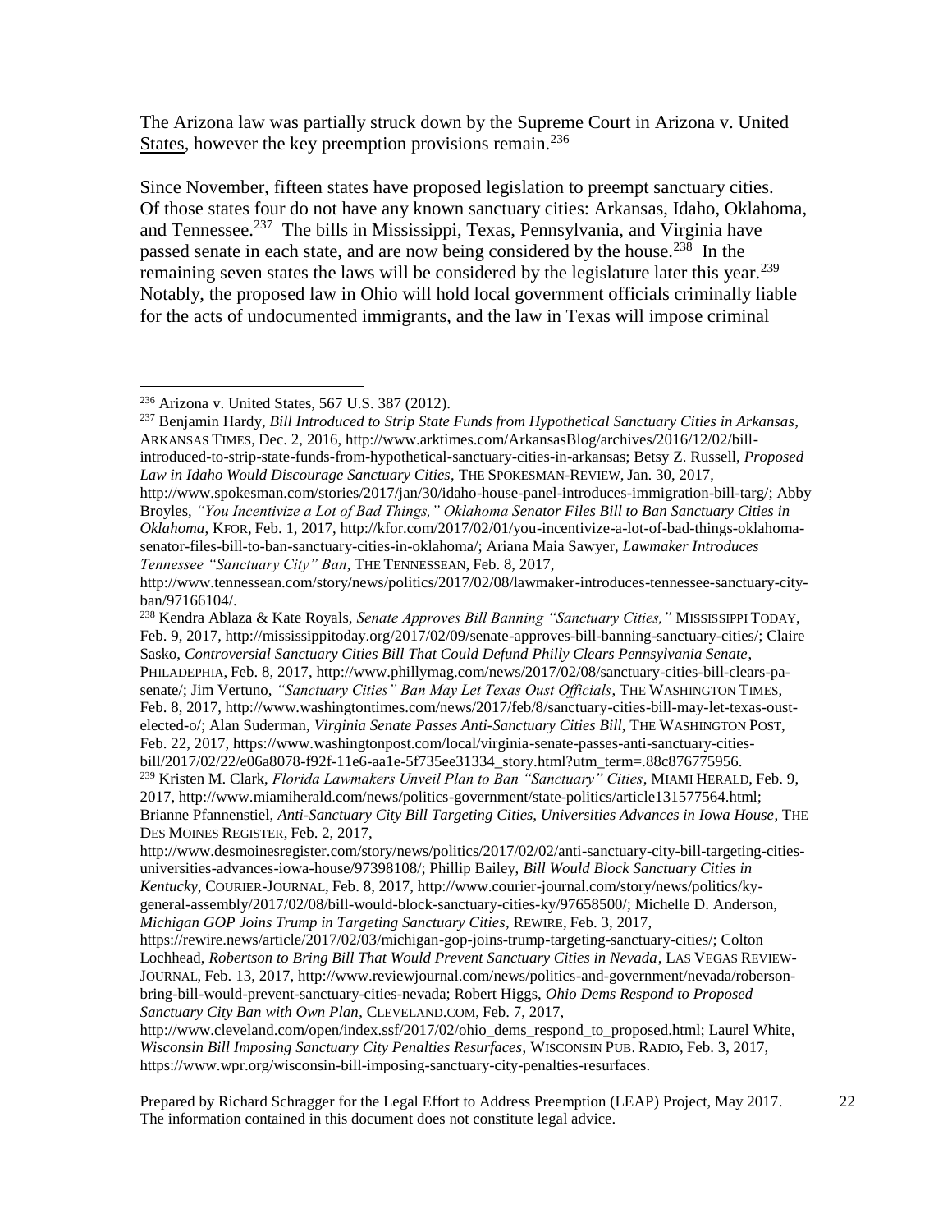The Arizona law was partially struck down by the Supreme Court in Arizona v. United States, however the key preemption provisions remain.[236]

Since November, fifteen states have proposed legislation to preempt sanctuary cities. Of those states four do not have any known sanctuary cities: Arkansas, Idaho, Oklahoma, and Tennessee.[237] The bills in Mississippi, Texas, Pennsylvania, and Virginia have passed senate in each state, and are now being considered by the house.[238] In the remaining seven states the laws will be considered by the legislature later this year.[239] Notably, the proposed law in Ohio will hold local government officials criminally liable for the acts of undocumented immigrants, and the law in Texas will impose criminal

---

[236] Arizona v. United States, 567 U.S. 387 (2012).

[237] Benjamin Hardy, *Bill Introduced to Strip State Funds from Hypothetical Sanctuary Cities in Arkansas*, ARKANSAS TIMES, Dec. 2, 2016, http://www.arktimes.com/ArkansasBlog/archives/2016/12/02/bill-introduced-to-strip-state-funds-from-hypothetical-sanctuary-cities-in-arkansas; Betsy Z. Russell, *Proposed Law in Idaho Would Discourage Sanctuary Cities*, THE SPOKESMAN-REVIEW, Jan. 30, 2017, http://www.spokesman.com/stories/2017/jan/30/idaho-house-panel-introduces-immigration-bill-targ/; Abby Broyles, *"You Incentivize a Lot of Bad Things," Oklahoma Senator Files Bill to Ban Sanctuary Cities in Oklahoma*, KFOR, Feb. 1, 2017, http://kfor.com/2017/02/01/you-incentivize-a-lot-of-bad-things-oklahoma-senator-files-bill-to-ban-sanctuary-cities-in-oklahoma/; Ariana Maia Sawyer, *Lawmaker Introduces Tennessee "Sanctuary City" Ban*, THE TENNESSEAN, Feb. 8, 2017, http://www.tennessean.com/story/news/politics/2017/02/08/lawmaker-introduces-tennessee-sanctuary-city-ban/97166104/.

[238] Kendra Ablaza & Kate Royals, *Senate Approves Bill Banning "Sanctuary Cities,"* MISSISSIPPI TODAY, Feb. 9, 2017, http://mississippitoday.org/2017/02/09/senate-approves-bill-banning-sanctuary-cities/; Claire Sasko, *Controversial Sanctuary Cities Bill That Could Defund Philly Clears Pennsylvania Senate*, PHILADEPHIA, Feb. 8, 2017, http://www.phillymag.com/news/2017/02/08/sanctuary-cities-bill-clears-pa-senate/; Jim Vertuno, *"Sanctuary Cities" Ban May Let Texas Oust Officials*, THE WASHINGTON TIMES, Feb. 8, 2017, http://www.washingtontimes.com/news/2017/feb/8/sanctuary-cities-bill-may-let-texas-oust-elected-o/; Alan Suderman, *Virginia Senate Passes Anti-Sanctuary Cities Bill*, THE WASHINGTON POST, Feb. 22, 2017, https://www.washingtonpost.com/local/virginia-senate-passes-anti-sanctuary-cities-bill/2017/02/22/e06a8078-f92f-11e6-aa1e-5f735ee31334_story.html?utm_term=.88c876775956.

[239] Kristen M. Clark, *Florida Lawmakers Unveil Plan to Ban "Sanctuary" Cities*, MIAMI HERALD, Feb. 9, 2017, http://www.miamiherald.com/news/politics-government/state-politics/article131577564.html; Brianne Pfannenstiel, *Anti-Sanctuary City Bill Targeting Cities, Universities Advances in Iowa House*, THE DES MOINES REGISTER, Feb. 2, 2017, http://www.desmoinesregister.com/story/news/politics/2017/02/02/anti-sanctuary-city-bill-targeting-cities-universities-advances-iowa-house/97398108/; Phillip Bailey, *Bill Would Block Sanctuary Cities in Kentucky*, COURIER-JOURNAL, Feb. 8, 2017, http://www.courier-journal.com/story/news/politics/ky-general-assembly/2017/02/08/bill-would-block-sanctuary-cities-ky/97658500/; Michelle D. Anderson, *Michigan GOP Joins Trump in Targeting Sanctuary Cities*, REWIRE, Feb. 3, 2017, https://rewire.news/article/2017/02/03/michigan-gop-joins-trump-targeting-sanctuary-cities/; Colton Lochhead, *Robertson to Bring Bill That Would Prevent Sanctuary Cities in Nevada*, LAS VEGAS REVIEW-JOURNAL, Feb. 13, 2017, http://www.reviewjournal.com/news/politics-and-government/nevada/roberson-bring-bill-would-prevent-sanctuary-cities-nevada; Robert Higgs, *Ohio Dems Respond to Proposed Sanctuary City Ban with Own Plan*, CLEVELAND.COM, Feb. 7, 2017, http://www.cleveland.com/open/index.ssf/2017/02/ohio_dems_respond_to_proposed.html; Laurel White, *Wisconsin Bill Imposing Sanctuary City Penalties Resurfaces*, WISCONSIN PUB. RADIO, Feb. 3, 2017, https://www.wpr.org/wisconsin-bill-imposing-sanctuary-city-penalties-resurfaces.

Prepared by Richard Schragger for the Legal Effort to Address Preemption (LEAP) Project, May 2017. The information contained in this document does not constitute legal advice.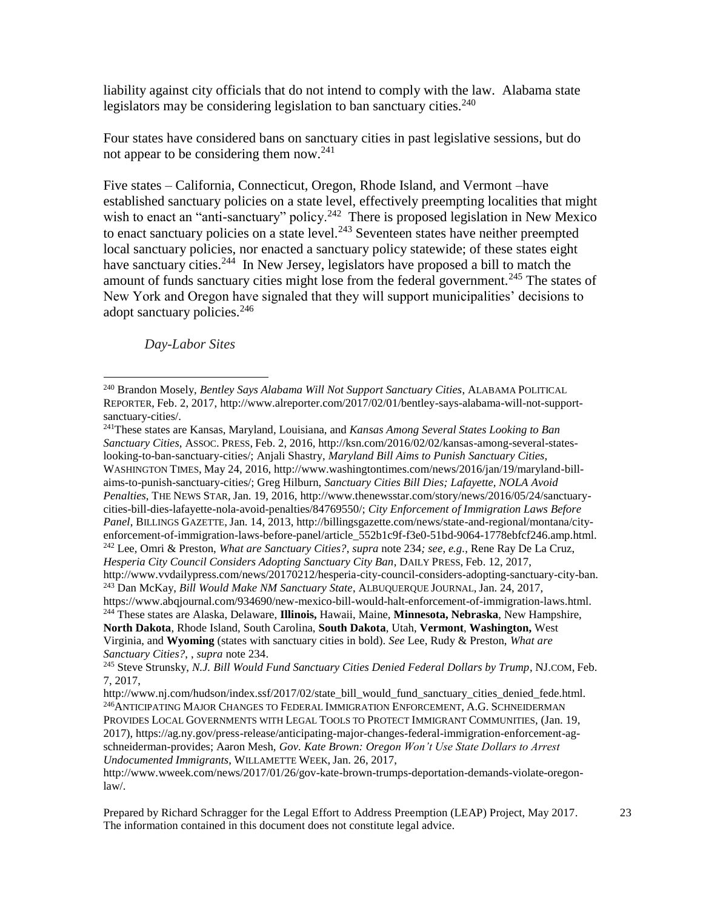liability against city officials that do not intend to comply with the law. Alabama state legislators may be considering legislation to ban sanctuary cities.[240]

Four states have considered bans on sanctuary cities in past legislative sessions, but do not appear to be considering them now.[241]

Five states – California, Connecticut, Oregon, Rhode Island, and Vermont –have established sanctuary policies on a state level, effectively preempting localities that might wish to enact an "anti-sanctuary" policy.[242] There is proposed legislation in New Mexico to enact sanctuary policies on a state level.[243] Seventeen states have neither preempted local sanctuary policies, nor enacted a sanctuary policy statewide; of these states eight have sanctuary cities.[244] In New Jersey, legislators have proposed a bill to match the amount of funds sanctuary cities might lose from the federal government.[245] The states of New York and Oregon have signaled that they will support municipalities' decisions to adopt sanctuary policies.[246]

*Day-Labor Sites*

---

[240] Brandon Mosely, *Bentley Says Alabama Will Not Support Sanctuary Cities*, ALABAMA POLITICAL REPORTER, Feb. 2, 2017, http://www.alreporter.com/2017/02/01/bentley-says-alabama-will-not-support-sanctuary-cities/.

[241] These states are Kansas, Maryland, Louisiana, and *Kansas Among Several States Looking to Ban Sanctuary Cities*, ASSOC. PRESS, Feb. 2, 2016, http://ksn.com/2016/02/02/kansas-among-several-states-looking-to-ban-sanctuary-cities/; Anjali Shastry, *Maryland Bill Aims to Punish Sanctuary Cities*, WASHINGTON TIMES, May 24, 2016, http://www.washingtontimes.com/news/2016/jan/19/maryland-bill-aims-to-punish-sanctuary-cities/; Greg Hilburn, *Sanctuary Cities Bill Dies; Lafayette, NOLA Avoid Penalties*, THE NEWS STAR, Jan. 19, 2016, http://www.thenewsstar.com/story/news/2016/05/24/sanctuary-cities-bill-dies-lafayette-nola-avoid-penalties/84769550/; *City Enforcement of Immigration Laws Before Panel*, BILLINGS GAZETTE, Jan. 14, 2013, http://billingsgazette.com/news/state-and-regional/montana/city-enforcement-of-immigration-laws-before-panel/article_552b1c9f-f3e0-51bd-9064-1778ebfcf246.amp.html.

[242] Lee, Omri & Preston, *What are Sanctuary Cities?*, *supra* note 234*; see, e.g.*, Rene Ray De La Cruz, *Hesperia City Council Considers Adopting Sanctuary City Ban*, DAILY PRESS, Feb. 12, 2017, http://www.vvdailypress.com/news/20170212/hesperia-city-council-considers-adopting-sanctuary-city-ban.

[243] Dan McKay, *Bill Would Make NM Sanctuary State*, ALBUQUERQUE JOURNAL, Jan. 24, 2017, https://www.abqjournal.com/934690/new-mexico-bill-would-halt-enforcement-of-immigration-laws.html.

[244] These states are Alaska, Delaware, **Illinois,** Hawaii, Maine, **Minnesota, Nebraska**, New Hampshire, **North Dakota**, Rhode Island, South Carolina, **South Dakota**, Utah, **Vermont**, **Washington,** West Virginia, and **Wyoming** (states with sanctuary cities in bold). *See* Lee, Rudy & Preston, *What are Sanctuary Cities?*, , *supra* note 234.

[245] Steve Strunsky, *N.J. Bill Would Fund Sanctuary Cities Denied Federal Dollars by Trump*, NJ.COM, Feb. 7, 2017, http://www.nj.com/hudson/index.ssf/2017/02/state_bill_would_fund_sanctuary_cities_denied_fede.html.

[246] ANTICIPATING MAJOR CHANGES TO FEDERAL IMMIGRATION ENFORCEMENT, A.G. SCHNEIDERMAN PROVIDES LOCAL GOVERNMENTS WITH LEGAL TOOLS TO PROTECT IMMIGRANT COMMUNITIES, (Jan. 19, 2017), https://ag.ny.gov/press-release/anticipating-major-changes-federal-immigration-enforcement-ag-schneiderman-provides; Aaron Mesh, *Gov. Kate Brown: Oregon Won't Use State Dollars to Arrest Undocumented Immigrants*, WILLAMETTE WEEK, Jan. 26, 2017, http://www.wweek.com/news/2017/01/26/gov-kate-browns-trumps-deportation-demands-violate-oregon-law/.

Prepared by Richard Schragger for the Legal Effort to Address Preemption (LEAP) Project, May 2017. The information contained in this document does not constitute legal advice.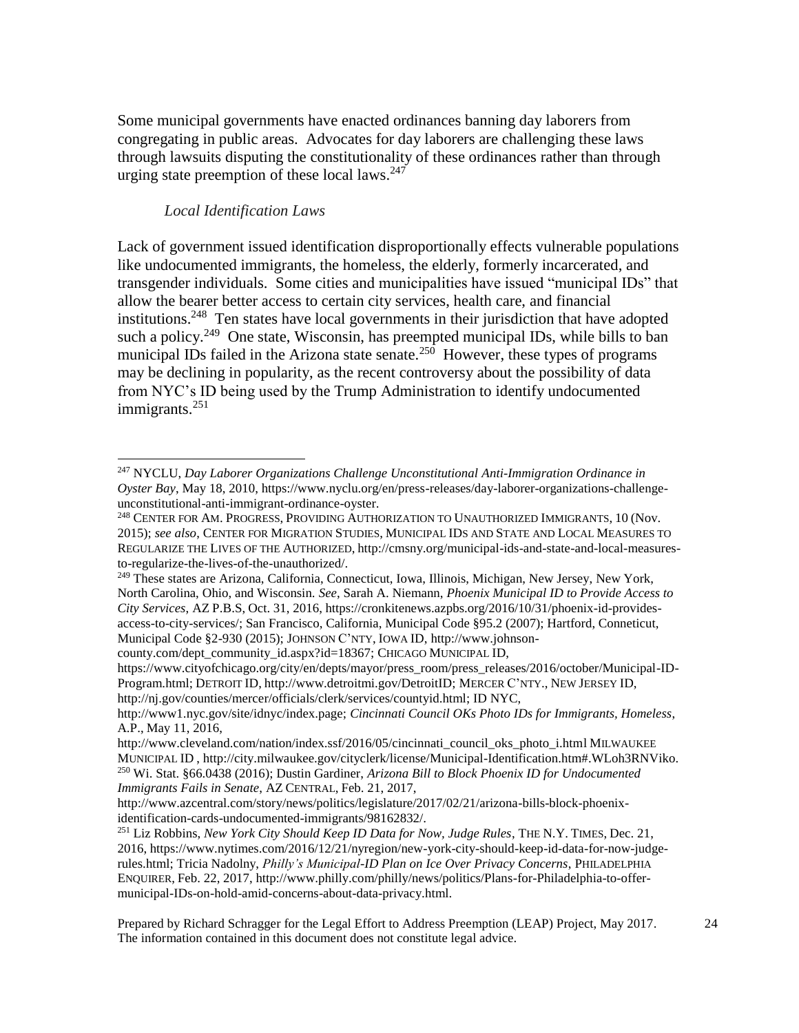Some municipal governments have enacted ordinances banning day laborers from congregating in public areas. Advocates for day laborers are challenging these laws through lawsuits disputing the constitutionality of these ordinances rather than through urging state preemption of these local laws.[247]

*Local Identification Laws*

Lack of government issued identification disproportionally effects vulnerable populations like undocumented immigrants, the homeless, the elderly, formerly incarcerated, and transgender individuals. Some cities and municipalities have issued "municipal IDs" that allow the bearer better access to certain city services, health care, and financial institutions.[248] Ten states have local governments in their jurisdiction that have adopted such a policy.[249] One state, Wisconsin, has preempted municipal IDs, while bills to ban municipal IDs failed in the Arizona state senate.[250] However, these types of programs may be declining in popularity, as the recent controversy about the possibility of data from NYC's ID being used by the Trump Administration to identify undocumented immigrants.[251]

---

[247] NYCLU, *Day Laborer Organizations Challenge Unconstitutional Anti-Immigration Ordinance in Oyster Bay*, May 18, 2010, https://www.nyclu.org/en/press-releases/day-laborer-organizations-challenge-unconstitutional-anti-immigrant-ordinance-oyster.

[248] CENTER FOR AM. PROGRESS, PROVIDING AUTHORIZATION TO UNAUTHORIZED IMMIGRANTS, 10 (Nov. 2015); *see also*, CENTER FOR MIGRATION STUDIES, MUNICIPAL IDS AND STATE AND LOCAL MEASURES TO REGULARIZE THE LIVES OF THE AUTHORIZED, http://cmsny.org/municipal-ids-and-state-and-local-measures-to-regularize-the-lives-of-the-unauthorized/.

[249] These states are Arizona, California, Connecticut, Iowa, Illinois, Michigan, New Jersey, New York, North Carolina, Ohio, and Wisconsin. *See*, Sarah A. Niemann, *Phoenix Municipal ID to Provide Access to City Services*, AZ P.B.S, Oct. 31, 2016, https://cronkitenews.azpbs.org/2016/10/31/phoenix-id-provides-access-to-city-services/; San Francisco, California, Municipal Code §95.2 (2007); Hartford, Conneticut, Municipal Code §2-930 (2015); JOHNSON C'NTY, IOWA ID, http://www.johnson-county.com/dept_community_id.aspx?id=18367; CHICAGO MUNICIPAL ID, https://www.cityofchicago.org/city/en/depts/mayor/press_room/press_releases/2016/october/Municipal-ID-Program.html; DETROIT ID, http://www.detroitmi.gov/DetroitID; MERCER C'NTY., NEW JERSEY ID, http://nj.gov/counties/mercer/officials/clerk/services/countyid.html; ID NYC, http://www1.nyc.gov/site/idnyc/index.page; *Cincinnati Council OKs Photo IDs for Immigrants, Homeless*, A.P., May 11, 2016, http://www.cleveland.com/nation/index.ssf/2016/05/cincinnati_council_oks_photo_i.html MILWAUKEE MUNICIPAL ID , http://city.milwaukee.gov/cityclerk/license/Municipal-Identification.htm#.WLoh3RNViko.

[250] Wi. Stat. §66.0438 (2016); Dustin Gardiner, *Arizona Bill to Block Phoenix ID for Undocumented Immigrants Fails in Senate*, AZ CENTRAL, Feb. 21, 2017, http://www.azcentral.com/story/news/politics/legislature/2017/02/21/arizona-bills-block-phoenix-identification-cards-undocumented-immigrants/98162832/.

[251] Liz Robbins, *New York City Should Keep ID Data for Now, Judge Rules*, THE N.Y. TIMES, Dec. 21, 2016, https://www.nytimes.com/2016/12/21/nyregion/new-york-city-should-keep-id-data-for-now-judge-rules.html; Tricia Nadolny, *Philly's Municipal-ID Plan on Ice Over Privacy Concerns*, PHILADELPHIA ENQUIRER, Feb. 22, 2017, http://www.philly.com/philly/news/politics/Plans-for-Philadelphia-to-offer-municipal-IDs-on-hold-amid-concerns-about-data-privacy.html.

Prepared by Richard Schragger for the Legal Effort to Address Preemption (LEAP) Project, May 2017. The information contained in this document does not constitute legal advice.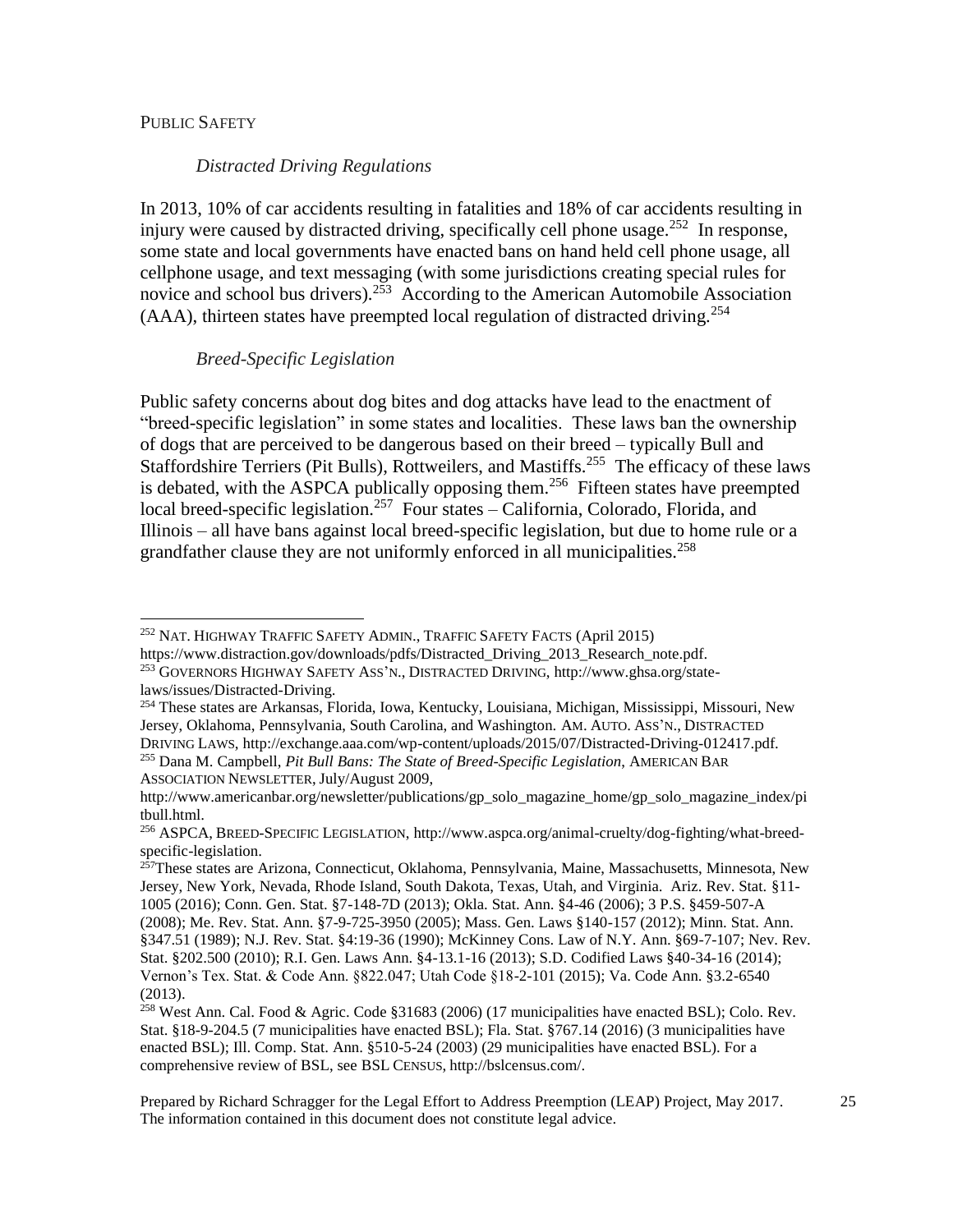PUBLIC SAFETY

*Distracted Driving Regulations*

In 2013, 10% of car accidents resulting in fatalities and 18% of car accidents resulting in injury were caused by distracted driving, specifically cell phone usage.[252] In response, some state and local governments have enacted bans on hand held cell phone usage, all cellphone usage, and text messaging (with some jurisdictions creating special rules for novice and school bus drivers).[253] According to the American Automobile Association (AAA), thirteen states have preempted local regulation of distracted driving.[254]

*Breed-Specific Legislation*

Public safety concerns about dog bites and dog attacks have lead to the enactment of "breed-specific legislation" in some states and localities. These laws ban the ownership of dogs that are perceived to be dangerous based on their breed – typically Bull and Staffordshire Terriers (Pit Bulls), Rottweilers, and Mastiffs.[255] The efficacy of these laws is debated, with the ASPCA publically opposing them.[256] Fifteen states have preempted local breed-specific legislation.[257] Four states – California, Colorado, Florida, and Illinois – all have bans against local breed-specific legislation, but due to home rule or a grandfather clause they are not uniformly enforced in all municipalities.[258]

---

[252] NAT. HIGHWAY TRAFFIC SAFETY ADMIN., TRAFFIC SAFETY FACTS (April 2015) https://www.distraction.gov/downloads/pdfs/Distracted_Driving_2013_Research_note.pdf.

[253] GOVERNORS HIGHWAY SAFETY ASS'N., DISTRACTED DRIVING, http://www.ghsa.org/state-laws/issues/Distracted-Driving.

[254] These states are Arkansas, Florida, Iowa, Kentucky, Louisiana, Michigan, Mississippi, Missouri, New Jersey, Oklahoma, Pennsylvania, South Carolina, and Washington. AM. AUTO. ASS'N., DISTRACTED DRIVING LAWS, http://exchange.aaa.com/wp-content/uploads/2015/07/Distracted-Driving-012417.pdf.

[255] Dana M. Campbell, *Pit Bull Bans: The State of Breed-Specific Legislation*, AMERICAN BAR ASSOCIATION NEWSLETTER, July/August 2009, http://www.americanbar.org/newsletter/publications/gp_solo_magazine_home/gp_solo_magazine_index/pitbull.html.

[256] ASPCA, BREED-SPECIFIC LEGISLATION, http://www.aspca.org/animal-cruelty/dog-fighting/what-breed-specific-legislation.

[257] These states are Arizona, Connecticut, Oklahoma, Pennsylvania, Maine, Massachusetts, Minnesota, New Jersey, New York, Nevada, Rhode Island, South Dakota, Texas, Utah, and Virginia. Ariz. Rev. Stat. §11-1005 (2016); Conn. Gen. Stat. §7-148-7D (2013); Okla. Stat. Ann. §4-46 (2006); 3 P.S. §459-507-A (2008); Me. Rev. Stat. Ann. §7-9-725-3950 (2005); Mass. Gen. Laws §140-157 (2012); Minn. Stat. Ann. §347.51 (1989); N.J. Rev. Stat. §4:19-36 (1990); McKinney Cons. Law of N.Y. Ann. §69-7-107; Nev. Rev. Stat. §202.500 (2010); R.I. Gen. Laws Ann. §4-13.1-16 (2013); S.D. Codified Laws §40-34-16 (2014); Vernon's Tex. Stat. & Code Ann. §822.047; Utah Code §18-2-101 (2015); Va. Code Ann. §3.2-6540 (2013).

[258] West Ann. Cal. Food & Agric. Code §31683 (2006) (17 municipalities have enacted BSL); Colo. Rev. Stat. §18-9-204.5 (7 municipalities have enacted BSL); Fla. Stat. §767.14 (2016) (3 municipalities have enacted BSL); Ill. Comp. Stat. Ann. §510-5-24 (2003) (29 municipalities have enacted BSL). For a comprehensive review of BSL, see BSL CENSUS, http://bslcensus.com/.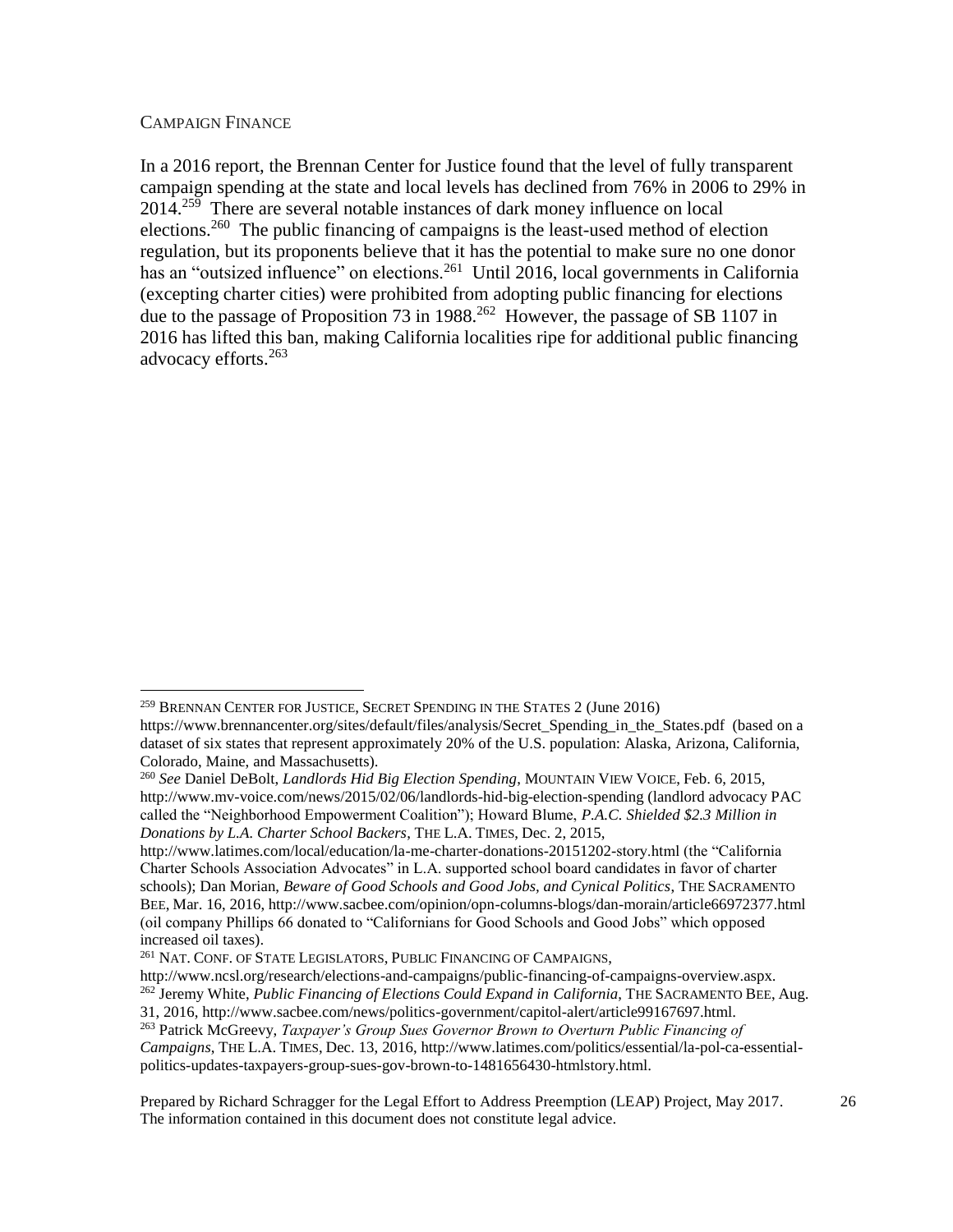CAMPAIGN FINANCE

In a 2016 report, the Brennan Center for Justice found that the level of fully transparent campaign spending at the state and local levels has declined from 76% in 2006 to 29% in 2014.[259] There are several notable instances of dark money influence on local elections.[260] The public financing of campaigns is the least-used method of election regulation, but its proponents believe that it has the potential to make sure no one donor has an "outsized influence" on elections.[261] Until 2016, local governments in California (excepting charter cities) were prohibited from adopting public financing for elections due to the passage of Proposition 73 in 1988.[262] However, the passage of SB 1107 in 2016 has lifted this ban, making California localities ripe for additional public financing advocacy efforts.[263]

---

[259] BRENNAN CENTER FOR JUSTICE, SECRET SPENDING IN THE STATES 2 (June 2016) https://www.brennancenter.org/sites/default/files/analysis/Secret_Spending_in_the_States.pdf (based on a dataset of six states that represent approximately 20% of the U.S. population: Alaska, Arizona, California, Colorado, Maine, and Massachusetts).

[260] *See* Daniel DeBolt, *Landlords Hid Big Election Spending*, MOUNTAIN VIEW VOICE, Feb. 6, 2015, http://www.mv-voice.com/news/2015/02/06/landlords-hid-big-election-spending (landlord advocacy PAC called the "Neighborhood Empowerment Coalition"); Howard Blume, *P.A.C. Shielded $2.3 Million in Donations by L.A. Charter School Backers*, THE L.A. TIMES, Dec. 2, 2015, http://www.latimes.com/local/education/la-me-charter-donations-20151202-story.html (the "California Charter Schools Association Advocates" in L.A. supported school board candidates in favor of charter schools); Dan Morian, *Beware of Good Schools and Good Jobs, and Cynical Politics*, THE SACRAMENTO BEE, Mar. 16, 2016, http://www.sacbee.com/opinion/opn-columns-blogs/dan-morain/article66972377.html (oil company Phillips 66 donated to "Californians for Good Schools and Good Jobs" which opposed increased oil taxes).

[261] NAT. CONF. OF STATE LEGISLATORS, PUBLIC FINANCING OF CAMPAIGNS, http://www.ncsl.org/research/elections-and-campaigns/public-financing-of-campaigns-overview.aspx.

[262] Jeremy White, *Public Financing of Elections Could Expand in California*, THE SACRAMENTO BEE, Aug. 31, 2016, http://www.sacbee.com/news/politics-government/capitol-alert/article99167697.html.

[263] Patrick McGreevy, *Taxpayer's Group Sues Governor Brown to Overturn Public Financing of Campaigns*, THE L.A. TIMES, Dec. 13, 2016, http://www.latimes.com/politics/essential/la-pol-ca-essential-politics-updates-taxpayers-group-sues-gov-brown-to-1481656430-htmlstory.html.

Prepared by Richard Schragger for the Legal Effort to Address Preemption (LEAP) Project, May 2017. The information contained in this document does not constitute legal advice.